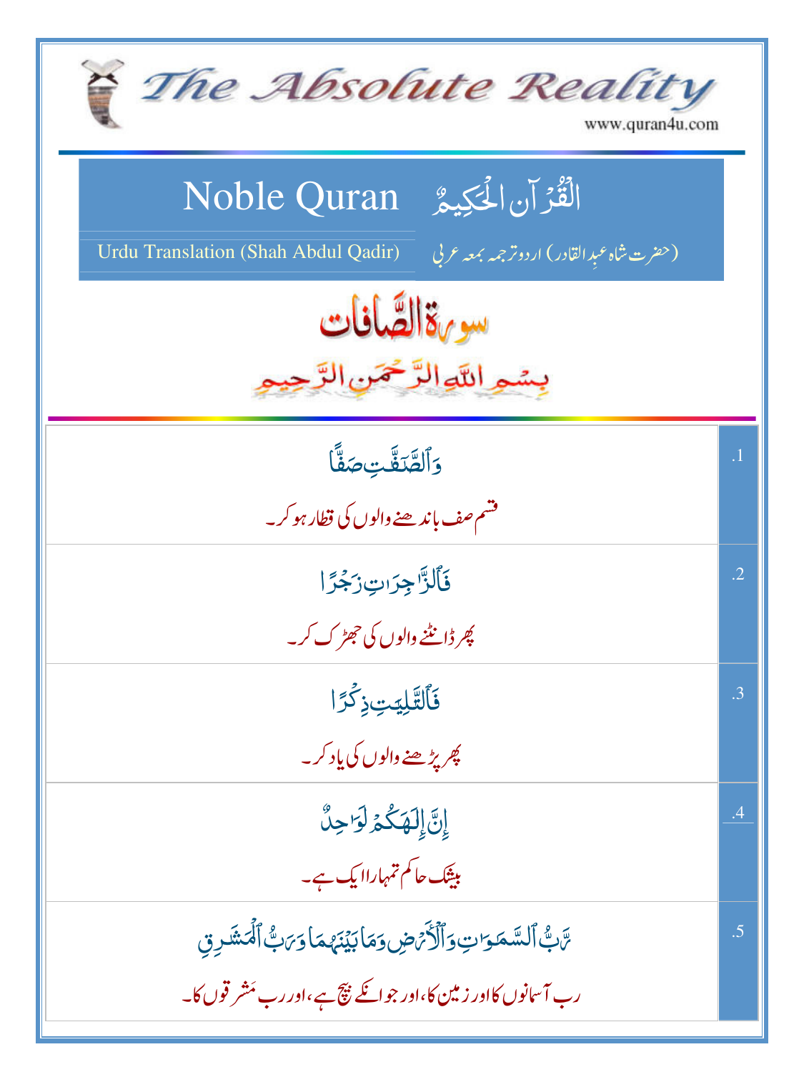# The Absolute Reality

www.quran4u.com

## Noble Quran الْقُرْآنِ الْحَكِيمُ

Urdu Translation (Shah Abdul Qadir) (حضرت شاہ عبدِالقادر) اردو ترجمہ بمعہ عربی

## سورۃ الصّافات

بِسْمِ اللّٰہِ الرَّحْمٰنِ الرَّحِیْمِ

| | |
|---|---|
| وَٱلصَّـٰٓفَّـٰتِ صَفًّا<br>قسم صف باندھنے والوں کی قطار ہو کر۔ | 1. |
| فَٱلزَّٰجِرَٰتِ زَجْرًا<br>پھر ڈانٹنے والوں کی جھڑک کر۔ | 2. |
| فَٱلتَّـٰلِيَـٰتِ ذِكْرًا<br>پھر پڑھنے والوں کی یاد کر۔ | 3. |
| إِنَّ إِلَـٰهَكُمْ لَوَٰحِدٌ<br>بیشک حاکم تمہارا ایک ہے۔ | 4. |
| رَّبُّ ٱلسَّمَـٰوَٰتِ وَٱلْأَرْضِ وَمَا بَيْنَهُمَا وَرَبُّ ٱلْمَشَـٰرِقِ<br>رب آسمانوں کا اور زمین کا، اور جو انکے بیچ ہے، اور رب مشرقوں کا۔ | 5. |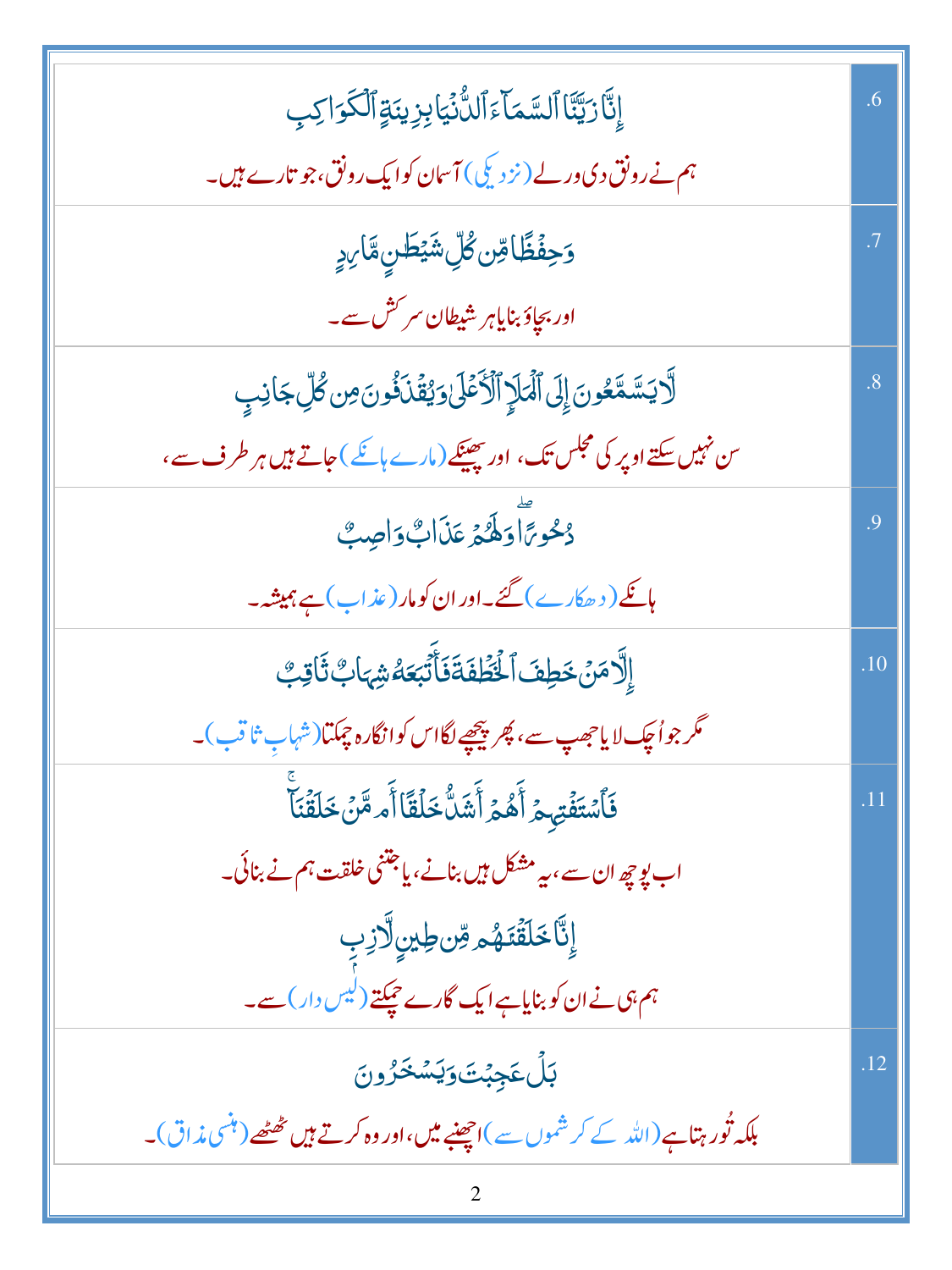| | |
|---|---|
| إِنَّا زَيَّنَّا ٱلسَّمَآءَ ٱلدُّنۡيَا بِزِينَةٍ ٱلۡكَوَاكِبِ<br>ہم نے رونق دی ورلے (نزدیکی) آسمان کو ایک رونق، جو تارے ہیں۔ | .6 |
| وَحِفۡظًا مِّن كُلِّ شَيۡطَٰنٍ مَّارِدٍ<br>اور بچاؤ بنایا ہر شیطان سرکش سے۔ | .7 |
| لَّا يَسَّمَّعُونَ إِلَى ٱلۡمَلَإِ ٱلۡأَعۡلَىٰ وَيُقۡذَفُونَ مِن كُلِّ جَانِبٍ<br>سن نہیں سکتے اوپر کی مجلس تک، اور پھینکے (مارے ہانکے) جاتے ہیں ہر طرف سے، | .8 |
| دُحُورًاۖ وَلَهُمۡ عَذَابٌ وَاصِبٌ<br>ہانکے (دھکارے) گئے۔ اور ان کو مار (عذاب) ہے ہمیشہ۔ | .9 |
| إِلَّا مَنۡ خَطِفَ ٱلۡخَطۡفَةَ فَأَتۡبَعَهُۥ شِهَابٌ ثَاقِبٌ<br>مگر جو اُچک لایا جھپ سے، پھر پیچھے لگا اس کو انگارہ چمکتا (شہابِ ثاقب)۔ | .10 |
| فَٱسۡتَفۡتِهِمۡ أَهُمۡ أَشَدُّ خَلۡقًا أَم مَّنۡ خَلَقۡنَآۚ<br>اب پوچھ ان سے، یہ مشکل ہیں بنانے، یا جتنی خلقت ہم نے بنائی۔<br>إِنَّا خَلَقۡنَٰهُم مِّن طِينٍ لَّازِبِۭ<br>ہم ہی نے ان کو بنایا ہے ایک گارے چپکتے (لیس دار) سے۔ | .11 |
| بَلۡ عَجِبۡتَ وَيَسۡخَرُونَ<br>بلکہ تُو رہتا ہے (اللہ کے کرشموں سے) اچھنبے میں، اور وہ کرتے ہیں ٹھٹھے (ہنسی مذاق)۔ | .12 |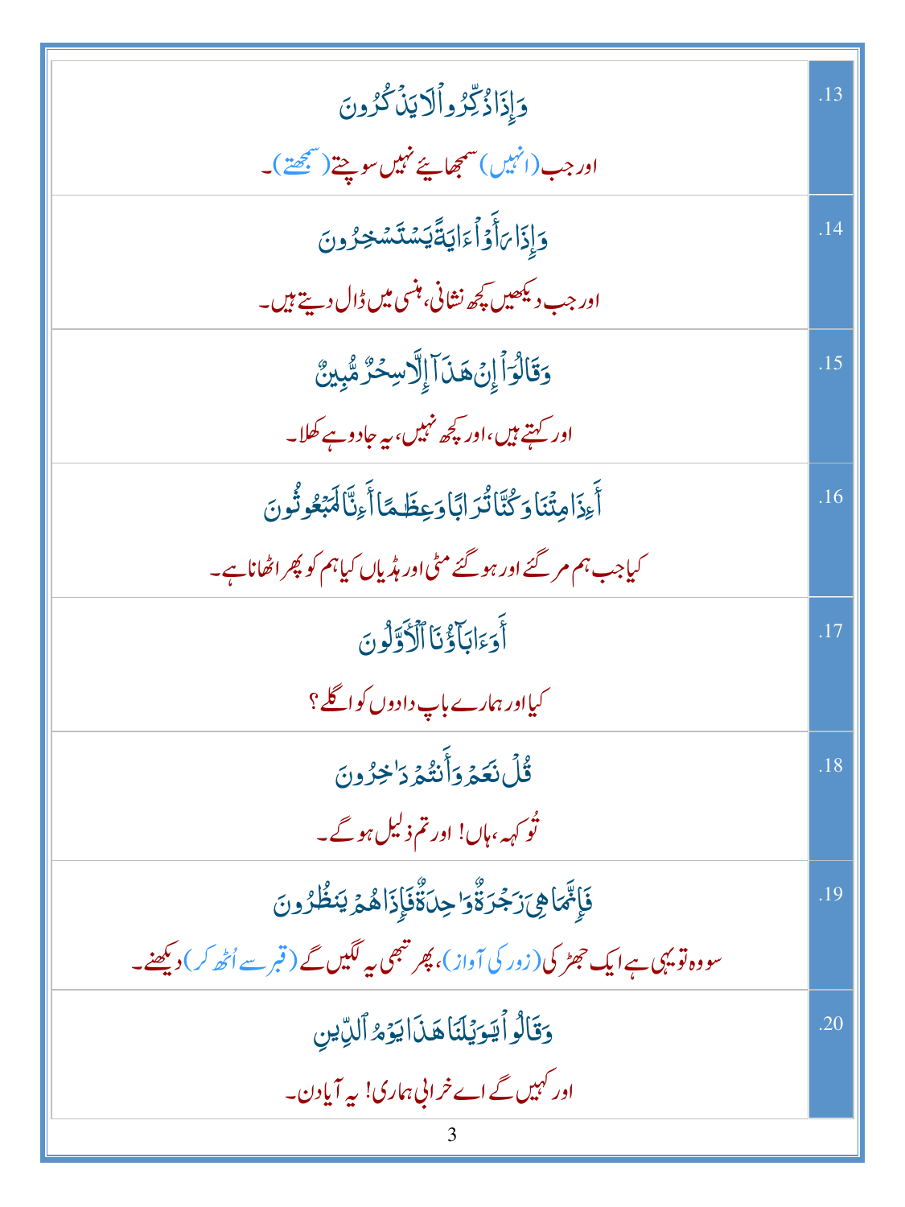| | |
|---|---|
| وَإِذَا ذُكِّرُوا لَا يَذْكُرُونَ<br>اور جب (انہیں) سمجھایئے نہیں سوچتے (سمجھتے)۔ | .13 |
| وَإِذَا رَأَوْا آيَةً يَسْتَسْخِرُونَ<br>اور جب دیکھیں کچھ نشانی، ہنسی میں ڈال دیتے ہیں۔ | .14 |
| وَقَالُوا إِنْ هَٰذَا إِلَّا سِحْرٌ مُّبِينٌ<br>اور کہتے ہیں، اور کچھ نہیں، یہ جادو ہے کھلا۔ | .15 |
| أَإِذَا مِتْنَا وَكُنَّا تُرَابًا وَعِظَامًا أَإِنَّا لَمَبْعُوثُونَ<br>کیا جب ہم مر گئے اور ہو گئے مٹی اور ہڈیاں کیا ہم کو پھر اٹھانا ہے۔ | .16 |
| أَوَآبَاؤُنَا الْأَوَّلُونَ<br>کیا اور ہمارے باپ دادوں کو اگلے؟ | .17 |
| قُلْ نَعَمْ وَأَنتُمْ دَاخِرُونَ<br>تُو کہہ، ہاں! اور تم ذلیل ہو گے۔ | .18 |
| فَإِنَّمَا هِيَ زَجْرَةٌ وَاحِدَةٌ فَإِذَا هُمْ يَنظُرُونَ<br>سو وہ تو یہی ہے ایک جھڑکی (زور کی آواز)، پھر تبھی یہ لگیں گے (قبر سے اُٹھ کر) دیکھنے۔ | .19 |
| وَقَالُوا يَا وَيْلَنَا هَٰذَا يَوْمُ الدِّينِ<br>اور کہیں گے اے خرابی ہماری! یہ آیا دن۔ | .20 |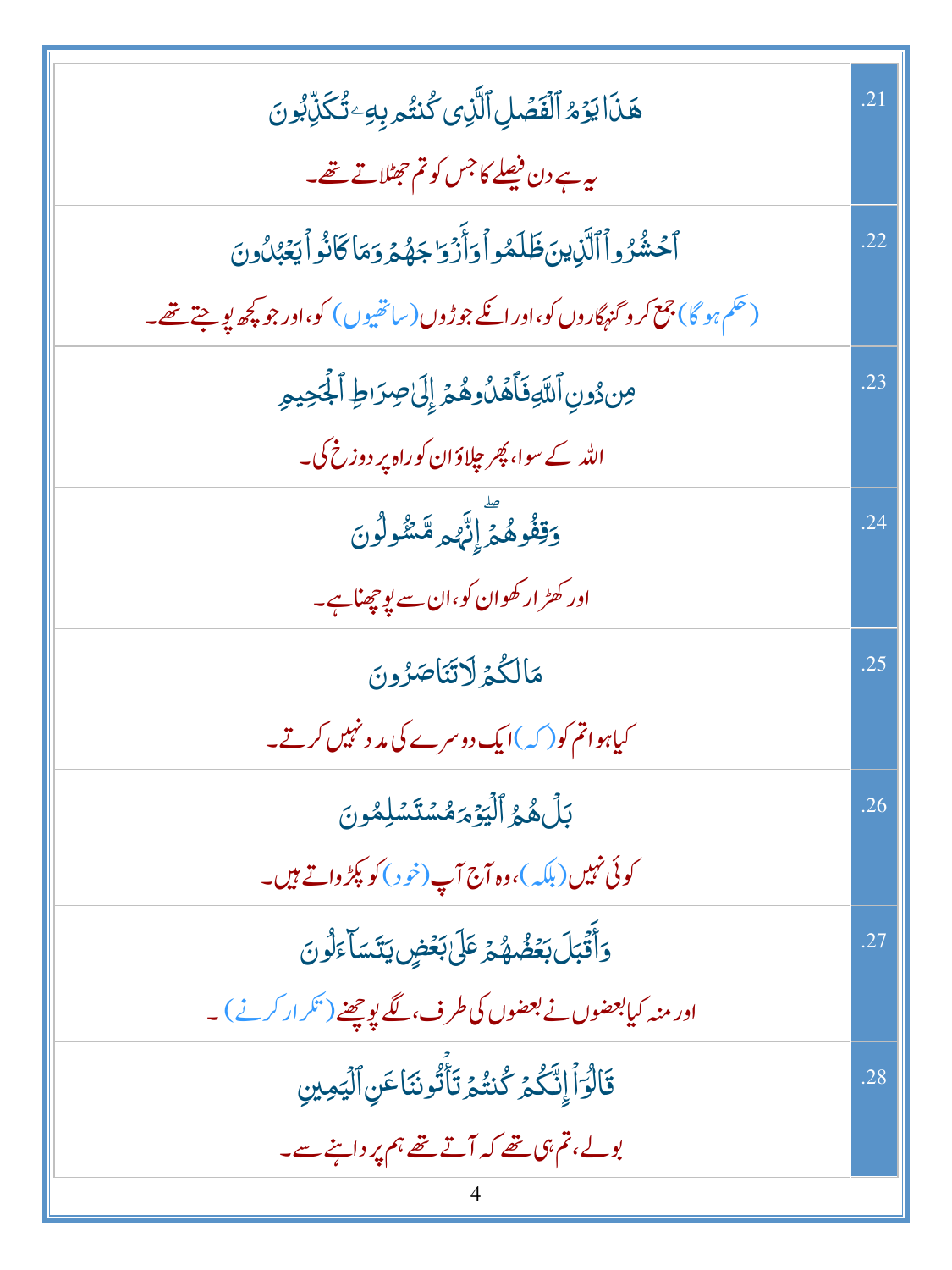| | |
|---|---|
| هَٰذَا يَوْمُ ٱلْفَصْلِ ٱلَّذِى كُنتُم بِهِۦ تُكَذِّبُونَ<br>یہ ہے دن فیصلے کا جس کو تم جھٹلاتے تھے۔ | .21 |
| ٱحْشُرُوا۟ ٱلَّذِينَ ظَلَمُوا۟ وَأَزْوَٰجَهُمْ وَمَا كَانُوا۟ يَعْبُدُونَ<br>(حکم ہوگا) جمع کرو گنہگاروں کو، اور انکے جوڑوں (ساتھیوں) کو، اور جو کچھ پوجتے تھے۔ | .22 |
| مِن دُونِ ٱللَّهِ فَٱهْدُوهُمْ إِلَىٰ صِرَٰطِ ٱلْجَحِيمِ<br>اللہ کے سوا، پھر چلاؤ ان کو راہ پر دوزخ کی۔ | .23 |
| وَقِفُوهُمْ ۖ إِنَّهُم مَّسْـُٔولُونَ<br>اور کھڑا رکھو ان کو، ان سے پوچھنا ہے۔ | .24 |
| مَا لَكُمْ لَا تَنَاصَرُونَ<br>کیا ہوا تم کو (کہ) ایک دوسرے کی مدد نہیں کرتے۔ | .25 |
| بَلْ هُمُ ٱلْيَوْمَ مُسْتَسْلِمُونَ<br>کوئی نہیں (بلکہ)، وہ آج آپ (خود) کو پکڑواتے ہیں۔ | .26 |
| وَأَقْبَلَ بَعْضُهُمْ عَلَىٰ بَعْضٍ يَتَسَآءَلُونَ<br>اور منہ کیا بعضوں نے بعضوں کی طرف، لگے پوچھنے (تکرار کرنے)۔ | .27 |
| قَالُوٓا۟ إِنَّكُمْ كُنتُمْ تَأْتُونَنَا عَنِ ٱلْيَمِينِ<br>بولے، تم ہی تھے کہ آتے تھے ہم پر داہنے سے۔ | .28 |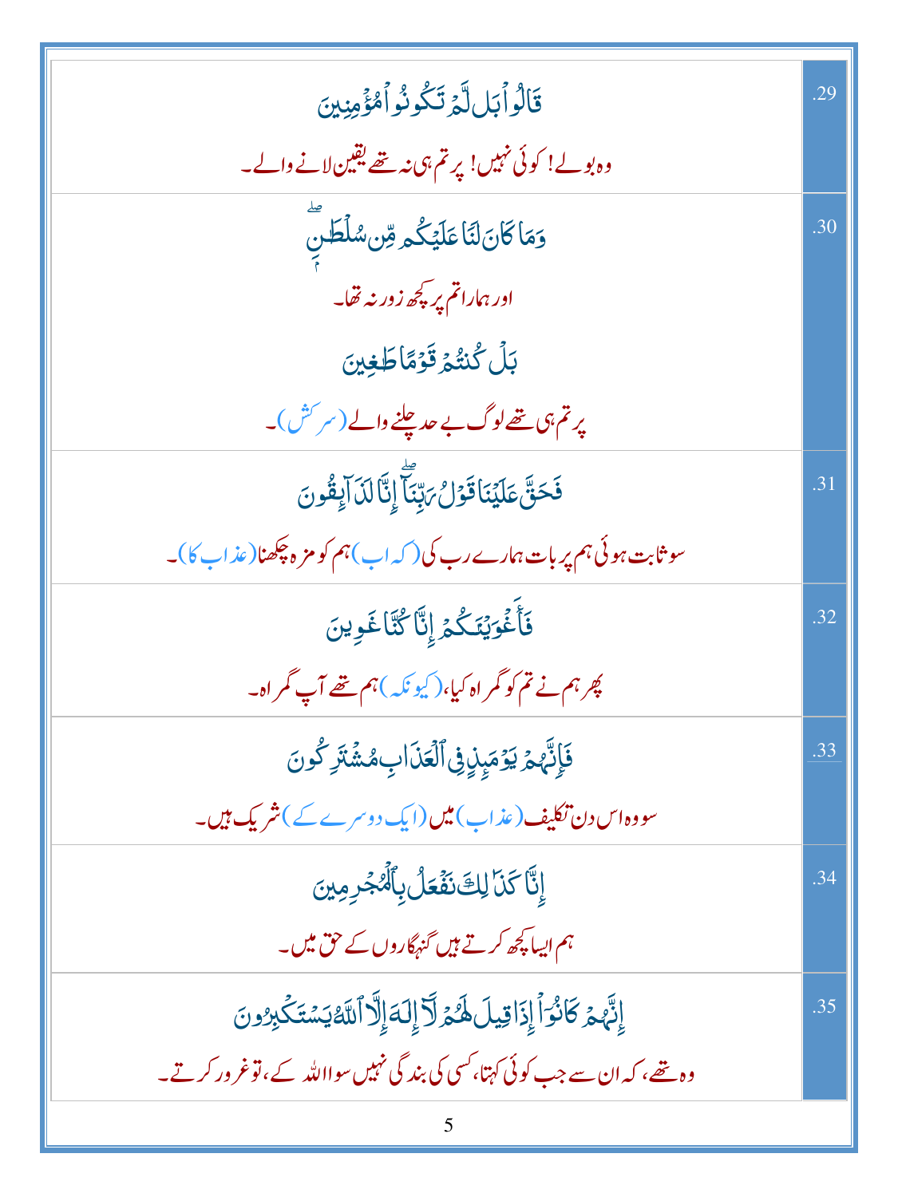| | |
|---|---|
| .29 | قَالُواْ بَل لَّمۡ تَكُونُواْ مُؤۡمِنِينَ<br>وہ بولے! کوئی نہیں! پر تم ہی نہ تھے یقین لانے والے۔ |
| .30 | وَمَا كَانَ لَنَا عَلَيۡكُم مِّن سُلۡطَٰنِۭۖ<br>اور ہمارا تم پر کچھ زور نہ تھا۔<br>بَلۡ كُنتُمۡ قَوۡمًا طَٰغِينَ<br>پر تم ہی تھے لوگ بے حد چلنے والے (سرکش)۔ |
| .31 | فَحَقَّ عَلَيۡنَا قَوۡلُ رَبِّنَآۖ إِنَّا لَذَآئِقُونَ<br>سو ثابت ہوئی ہم پر بات ہمارے رب کی (کہ اب) ہم کو مزہ چکھنا (عذاب کا)۔ |
| .32 | فَأَغۡوَيۡنَٰكُمۡ إِنَّا كُنَّا غَٰوِينَ<br>پھر ہم نے تم کو گمراہ کیا، (کیونکہ) ہم تھے آپ گمراہ۔ |
| .33 | فَإِنَّهُمۡ يَوۡمَئِذٍ فِي ٱلۡعَذَابِ مُشۡتَرِكُونَ<br>سو وہ اس دن تکلیف (عذاب) میں (ایک دوسرے کے) شریک ہیں۔ |
| .34 | إِنَّا كَذَٰلِكَ نَفۡعَلُ بِٱلۡمُجۡرِمِينَ<br>ہم ایسا کچھ کرتے ہیں گنہگاروں کے حق میں۔ |
| .35 | إِنَّهُمۡ كَانُوٓاْ إِذَا قِيلَ لَهُمۡ لَآ إِلَٰهَ إِلَّا ٱللَّهُ يَسۡتَكۡبِرُونَ<br>وہ تھے، کہ ان سے جب کوئی کہتا، کسی کی بندگی نہیں سوا اللہ کے، تو غرور کرتے۔ |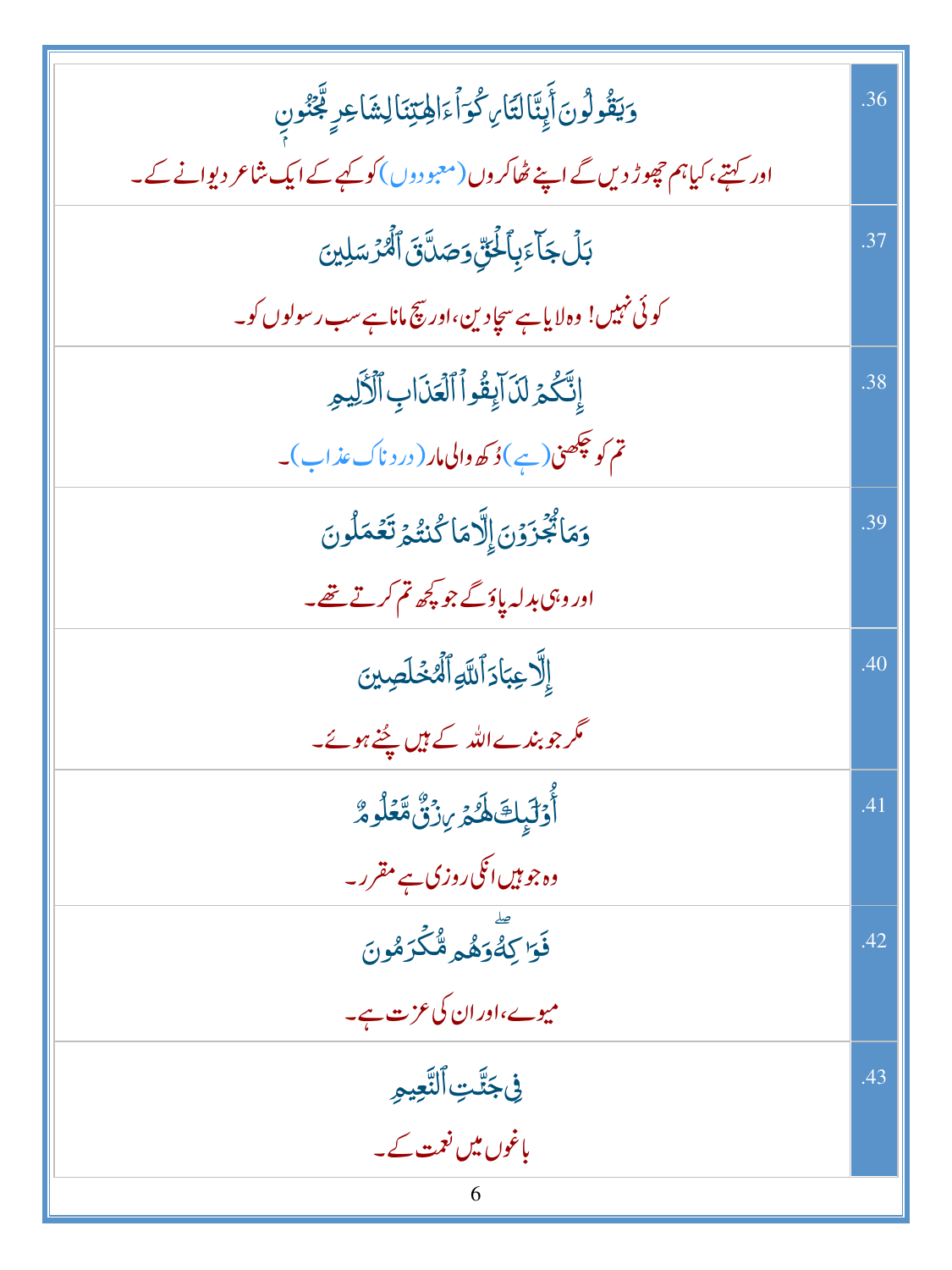| | |
|---|---|
| وَيَقُولُونَ أَئِنَّا لَتَارِكُوٓا۟ ءَالِهَتِنَا لِشَاعِرٍ مَّجْنُونٍۭ<br>اور کہتے، کیا ہم چھوڑ دیں گے اپنے ٹھاکروں (معبودوں) کو کہے کے ایک شاعر دیوانے کے۔ | .36 |
| بَلْ جَآءَ بِٱلْحَقِّ وَصَدَّقَ ٱلْمُرْسَلِينَ<br>کوئی نہیں! وہ لایا ہے سچا دین، اور سچ مانا ہے سب رسولوں کو۔ | .37 |
| إِنَّكُمْ لَذَآئِقُوا۟ ٱلْعَذَابِ ٱلْأَلِيمِ<br>تم کو چکھنی (ہے) دُکھ والی مار (دردناک عذاب)۔ | .38 |
| وَمَا تُجْزَوْنَ إِلَّا مَا كُنتُمْ تَعْمَلُونَ<br>اور وہی بدلہ پاؤ گے جو کچھ تم کرتے تھے۔ | .39 |
| إِلَّا عِبَادَ ٱللَّهِ ٱلْمُخْلَصِينَ<br>مگر جو بندے اللہ کے ہیں چُنے ہوئے۔ | .40 |
| أُو۟لَٰٓئِكَ لَهُمْ رِزْقٌ مَّعْلُومٌ<br>وہ جو ہیں انکی روزی ہے مقرر۔ | .41 |
| فَوَٰكِهُ ۖ وَهُم مُّكْرَمُونَ<br>میوے، اور ان کی عزت ہے۔ | .42 |
| فِى جَنَّٰتِ ٱلنَّعِيمِ<br>باغوں میں نعمت کے۔ | .43 |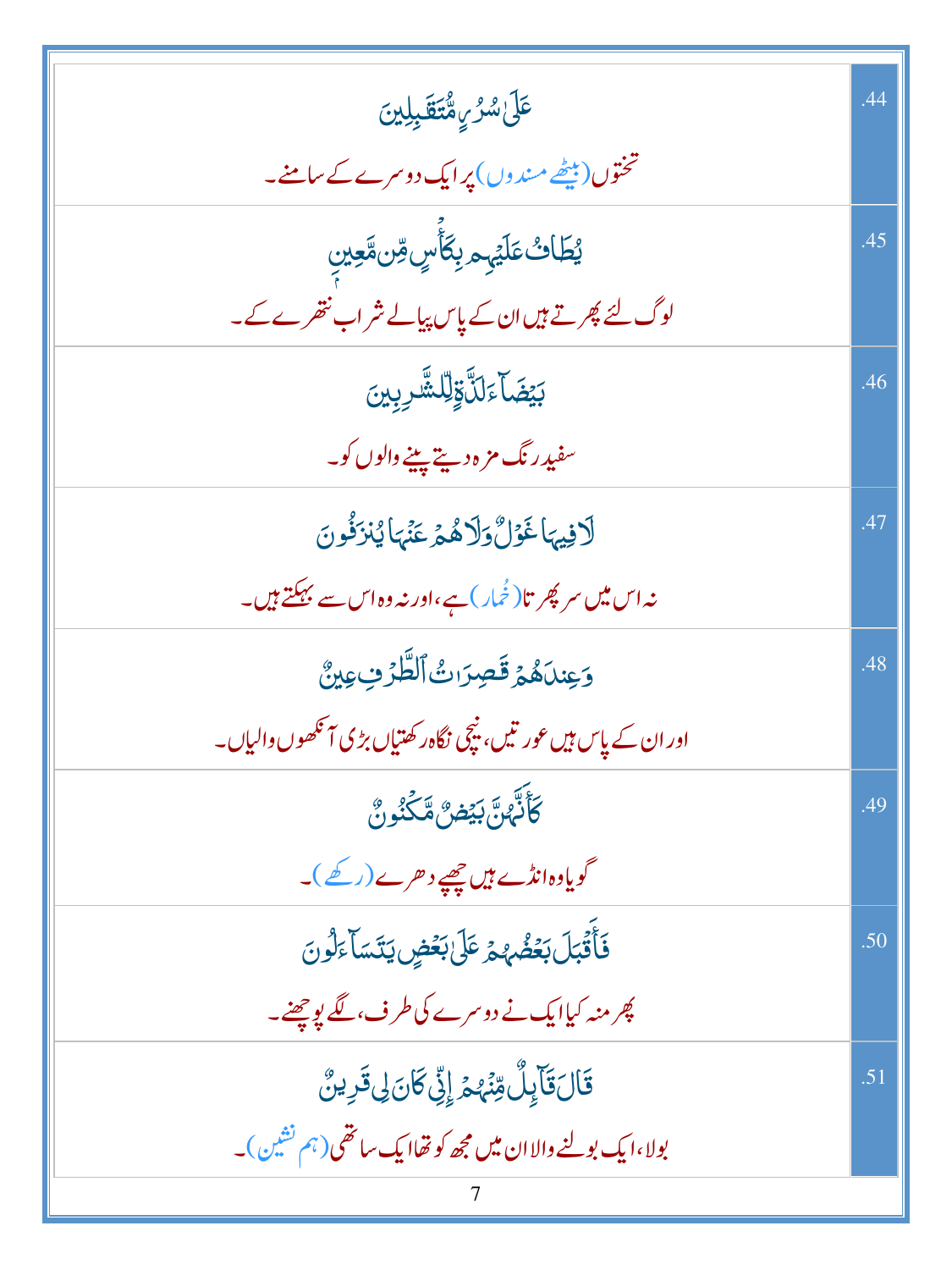| | |
|---|---|
| عَلَىٰ سُرُرٍ مُّتَقَـٰبِلِينَ<br>تختوں (بیٹھے مسندوں) پر ایک دوسرے کے سامنے۔ | .44 |
| يُطَافُ عَلَيْهِم بِكَأْسٍ مِّن مَّعِينٍ<br>لوگ لئے پھرتے ہیں ان کے پاس پیالے شراب نتھرے کے۔ | .45 |
| بَيْضَآءَ لَذَّةٍ لِّلشَّـٰرِبِينَ<br>سفید رنگ مزہ دیتے پینے والوں کو۔ | .46 |
| لَا فِيهَا غَوْلٌ وَلَا هُمْ عَنْهَا يُنزَفُونَ<br>نہ اس میں سر پھرتا (خُمار) ہے، اور نہ وہ اس سے بہکتے ہیں۔ | .47 |
| وَعِندَهُمْ قَـٰصِرَٰتُ ٱلطَّرْفِ عِينٌ<br>اور ان کے پاس ہیں عورتیں، نیچی نگاہ رکھتیاں بڑی آنکھوں والیاں۔ | .48 |
| كَأَنَّهُنَّ بَيْضٌ مَّكْنُونٌ<br>گویا وہ انڈے ہیں چھپے دھرے (رکھے)۔ | .49 |
| فَأَقْبَلَ بَعْضُهُمْ عَلَىٰ بَعْضٍ يَتَسَآءَلُونَ<br>پھر منہ کیا ایک نے دوسرے کی طرف، لگے پوچھنے۔ | .50 |
| قَالَ قَآئِلٌ مِّنْهُمْ إِنِّى كَانَ لِى قَرِينٌ<br>بولا، ایک بولنے والا ان میں مجھ کو تھا ایک ساتھی (ہم نشین)۔ | .51 |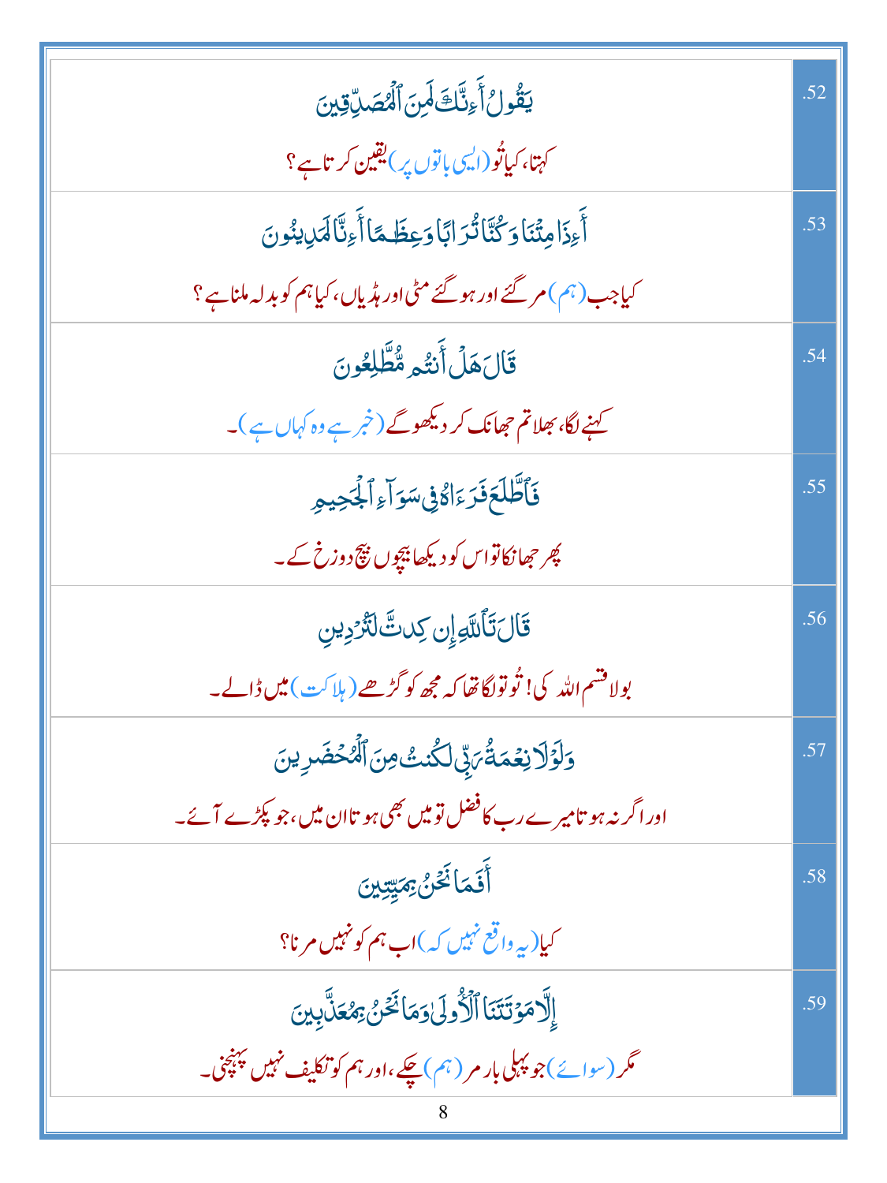| | |
|---|---|
| يَقُولُ أَءِنَّكَ لَمِنَ ٱلْمُصَدِّقِينَ<br>کہتا، کیا تُو (ایسی باتوں پر) یقین کرتا ہے؟ | .52 |
| أَءِذَا مِتْنَا وَكُنَّا تُرَابًا وَعِظَٰمًا أَءِنَّا لَمَدِينُونَ<br>کیا جب (ہم) مر گئے اور ہو گئے مٹی اور ہڈیاں، کیا ہم کو بدلہ ملنا ہے؟ | .53 |
| قَالَ هَلْ أَنتُم مُّطَّلِعُونَ<br>کہنے لگا، بھلا تم جھانک کر دیکھو گے (خبر ہے وہ کہاں ہے)۔ | .54 |
| فَٱطَّلَعَ فَرَءَاهُ فِي سَوَآءِ ٱلْجَحِيمِ<br>پھر جھانکا تو اس کو دیکھا بیچوں بیچ دوزخ کے۔ | .55 |
| قَالَ تَٱللَّهِ إِن كِدتَّ لَتُرْدِينِ<br>بولا قسم اللہ کی! تُو تو لگا تھا کہ مجھ کو گڑھے (ہلاکت) میں ڈالے۔ | .56 |
| وَلَوْلَا نِعْمَةُ رَبِّي لَكُنتُ مِنَ ٱلْمُحْضَرِينَ<br>اور اگر نہ ہوتا میرے رب کا فضل تو میں بھی ہوتا ان میں، جو پکڑے آئے۔ | .57 |
| أَفَمَا نَحْنُ بِمَيِّتِينَ<br>کیا (یہ واقع نہیں کہ) اب ہم کو نہیں مرنا؟ | .58 |
| إِلَّا مَوْتَتَنَا ٱلْأُولَىٰ وَمَا نَحْنُ بِمُعَذَّبِينَ<br>مگر (سوائے) جو پہلی بار مر (ہم) چکے، اور ہم کو تکلیف نہیں پہنچنی۔ | .59 |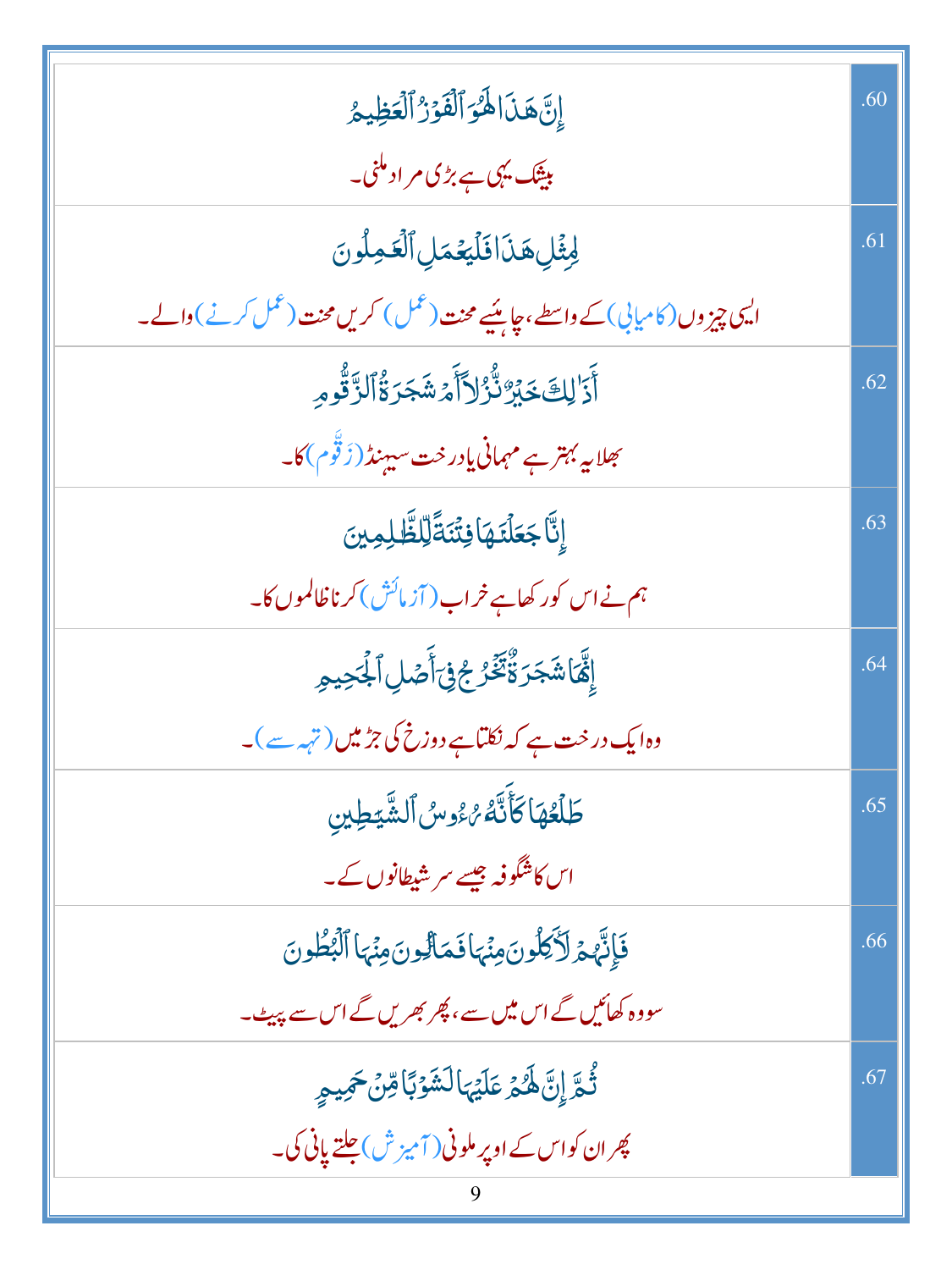| | |
|---|---|
| إِنَّ هَـٰذَا لَهُوَ ٱلْفَوْزُ ٱلْعَظِيمُ<br>بیشک یہی ہے بڑی مراد ملنی۔ | .60 |
| لِمِثْلِ هَـٰذَا فَلْيَعْمَلِ ٱلْعَـٰمِلُونَ<br>ایسی چیزوں (کامیابی) کے واسطے، چاہیئے محنت (عمل) کریں محنت (عمل کرنے) والے۔ | .61 |
| أَذَٰلِكَ خَيْرٌ نُّزُلًا أَمْ شَجَرَةُ ٱلزَّقُّومِ<br>بھلا یہ بہتر ہے مہمانی یا درخت سینڈ (زَقُّوم) کا۔ | .62 |
| إِنَّا جَعَلْنَـٰهَا فِتْنَةً لِّلظَّـٰلِمِينَ<br>ہم نے اس کو رکھا ہے خراب (آزمائش) کرنا ظالموں کا۔ | .63 |
| إِنَّهَا شَجَرَةٌ تَخْرُجُ فِىٓ أَصْلِ ٱلْجَحِيمِ<br>وہ ایک درخت ہے کہ نکلتا ہے دوزخ کی جڑ میں (تہہ سے)۔ | .64 |
| طَلْعُهَا كَأَنَّهُۥ رُءُوسُ ٱلشَّيَـٰطِينِ<br>اس کا شگوفہ جیسے سر شیطانوں کے۔ | .65 |
| فَإِنَّهُمْ لَـَٔاكِلُونَ مِنْهَا فَمَالِـُٔونَ مِنْهَا ٱلْبُطُونَ<br>سو وہ کھائیں گے اس میں سے، پھر بھریں گے اس سے پیٹ۔ | .66 |
| ثُمَّ إِنَّ لَهُمْ عَلَيْهَا لَشَوْبًا مِّنْ حَمِيمٍ<br>پھر ان کو اس کے اوپر ملونی (آمیزش) جلتے پانی کی۔ | .67 |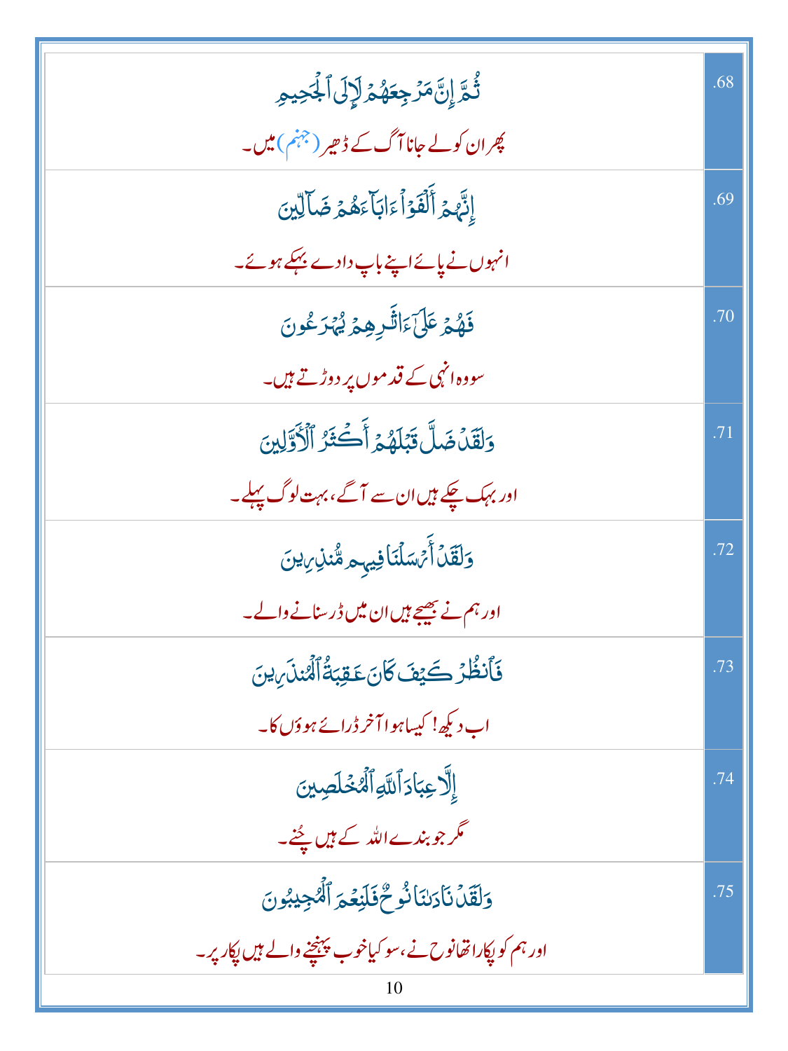| | |
|---|---|
| ثُمَّ إِنَّ مَرْجِعَهُمْ لَإِلَى ٱلْجَحِيمِ<br>پھر ان کو لے جانا آگ کے ڈھیر (جہنم) میں۔ | .68 |
| إِنَّهُمْ أَلْفَوْا۟ ءَابَآءَهُمْ ضَآلِّينَ<br>انہوں نے پائے اپنے باپ دادے بہکے ہوئے۔ | .69 |
| فَهُمْ عَلَىٰٓ ءَاثَٰرِهِمْ يُهْرَعُونَ<br>سو وہ انہی کے قدموں پر دوڑتے ہیں۔ | .70 |
| وَلَقَدْ ضَلَّ قَبْلَهُمْ أَكْثَرُ ٱلْأَوَّلِينَ<br>اور بہک چکے ہیں ان سے آگے، بہت لوگ پہلے۔ | .71 |
| وَلَقَدْ أَرْسَلْنَا فِيهِم مُّنذِرِينَ<br>اور ہم نے بھیجے ہیں ان میں ڈر سنانے والے۔ | .72 |
| فَٱنظُرْ كَيْفَ كَانَ عَٰقِبَةُ ٱلْمُنذَرِينَ<br>اب دیکھ! کیسا ہوا آخر ڈرائے ہوؤں کا۔ | .73 |
| إِلَّا عِبَادَ ٱللَّهِ ٱلْمُخْلَصِينَ<br>مگر جو بندے اللہ کے ہیں چُنے۔ | .74 |
| وَلَقَدْ نَادَىٰنَا نُوحٌ فَلَنِعْمَ ٱلْمُجِيبُونَ<br>اور ہم کو پکارا تھا نوح نے، سو کیا خوب پہنچنے والے ہیں پکار پر۔ | .75 |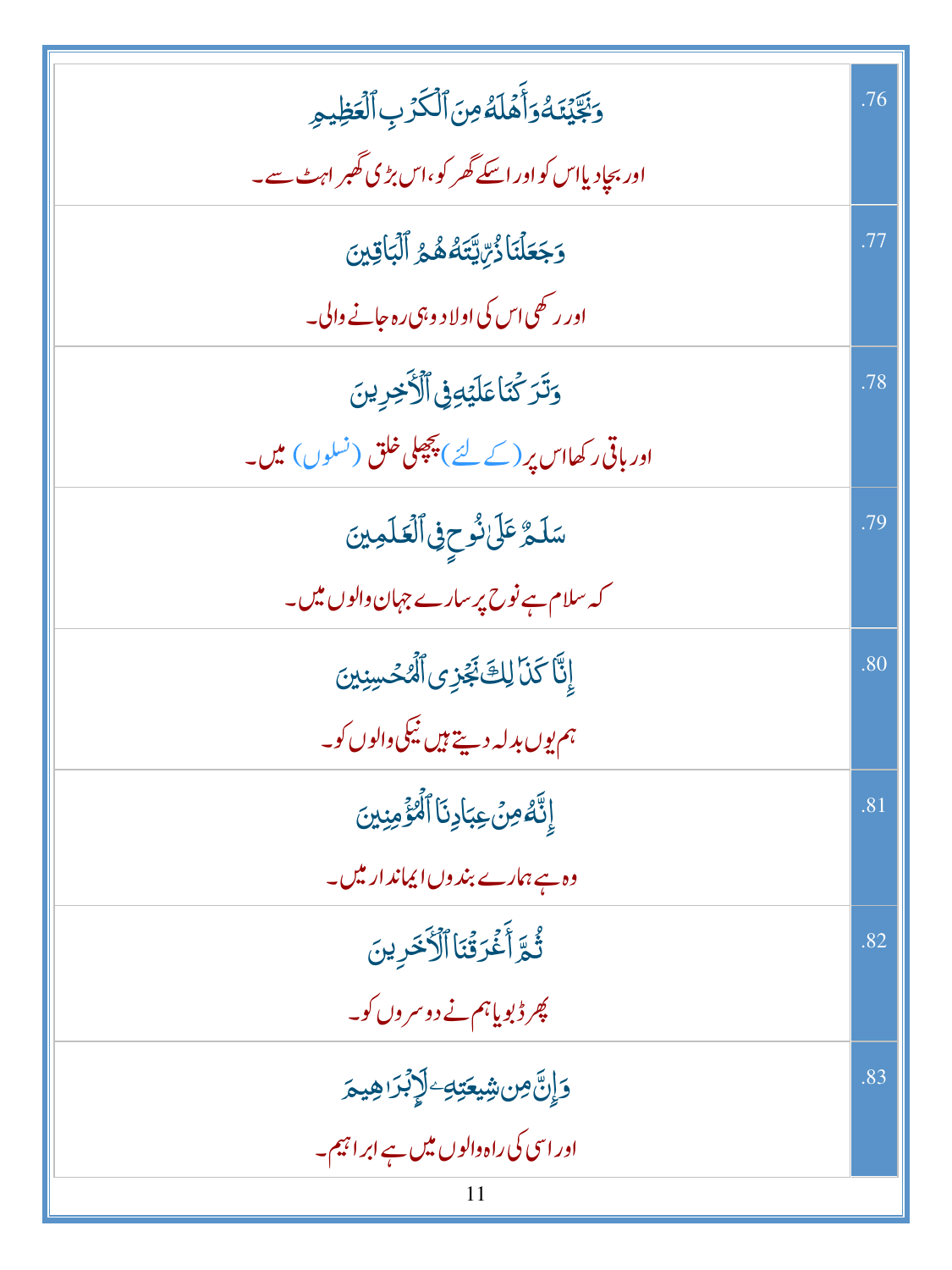| | |
|---|---|
| وَنَجَّيْنَٰهُ وَأَهْلَهُۥ مِنَ ٱلْكَرْبِ ٱلْعَظِيمِ<br>اور بچا دیا اس کو اور اسکے گھر کو، اس بڑی گھبراہٹ سے۔ | .76 |
| وَجَعَلْنَا ذُرِّيَّتَهُۥ هُمُ ٱلْبَاقِينَ<br>اور رکھی اس کی اولاد وہی رہ جانے والی۔ | .77 |
| وَتَرَكْنَا عَلَيْهِ فِى ٱلْءَاخِرِينَ<br>اور باقی رکھا اس پر (کے لئے) پچھلی خلق (نسلوں) میں۔ | .78 |
| سَلَٰمٌ عَلَىٰ نُوحٍ فِى ٱلْعَٰلَمِينَ<br>کہ سلام ہے نوح پر سارے جہان والوں میں۔ | .79 |
| إِنَّا كَذَٰلِكَ نَجْزِى ٱلْمُحْسِنِينَ<br>ہم یوں بدلہ دیتے ہیں نیکی والوں کو۔ | .80 |
| إِنَّهُۥ مِنْ عِبَادِنَا ٱلْمُؤْمِنِينَ<br>وہ ہے ہمارے بندوں ایماندار میں۔ | .81 |
| ثُمَّ أَغْرَقْنَا ٱلْءَاخَرِينَ<br>پھر ڈبویا ہم نے دوسروں کو۔ | .82 |
| وَإِنَّ مِن شِيعَتِهِۦ لَإِبْرَٰهِيمَ<br>اور اسی کی راہ والوں میں ہے ابراہیم۔ | .83 |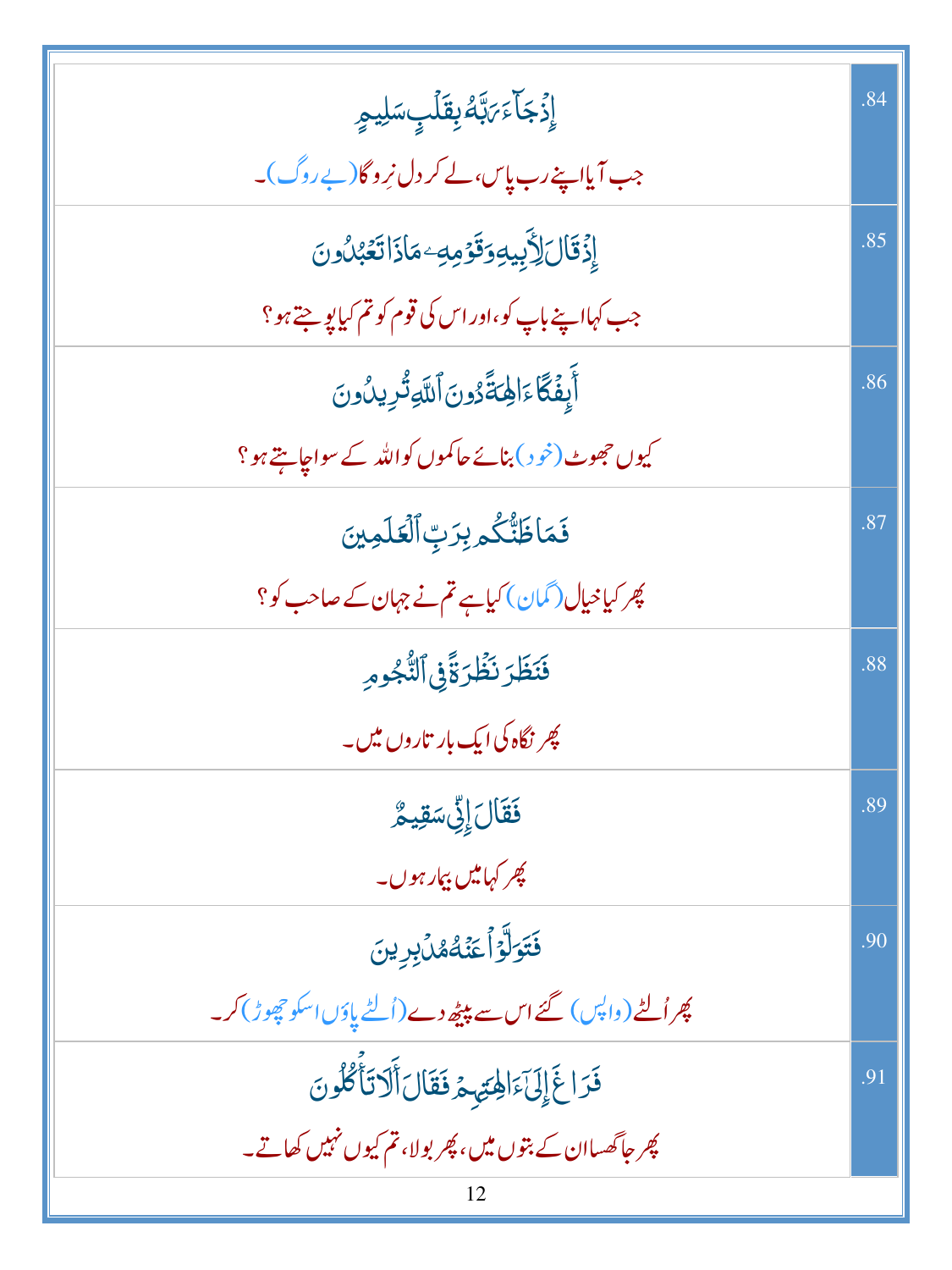| | |
|---|---|
| إِذْ جَآءَ رَبَّهُۥ بِقَلْبٍ سَلِيمٍ<br>جب آیا اپنے رب پاس، لے کر دل نِروگا (بے روگ)۔ | .84 |
| إِذْ قَالَ لِأَبِيهِ وَقَوْمِهِۦ مَاذَا تَعْبُدُونَ<br>جب کہا اپنے باپ کو، اور اس کی قوم کو تم کیا پوجتے ہو؟ | .85 |
| أَئِفْكًا ءَالِهَةً دُونَ ٱللَّهِ تُرِيدُونَ<br>کیوں جھوٹ (خود) بنائے حاکموں کو اللہ کے سوا چاہتے ہو؟ | .86 |
| فَمَا ظَنُّكُم بِرَبِّ ٱلْعَٰلَمِينَ<br>پھر کیا خیال (گمان) کیا ہے تم نے جہان کے صاحب کو؟ | .87 |
| فَنَظَرَ نَظْرَةً فِى ٱلنُّجُومِ<br>پھر نگاہ کی ایک بار تاروں میں۔ | .88 |
| فَقَالَ إِنِّى سَقِيمٌ<br>پھر کہا میں بیمار ہوں۔ | .89 |
| فَتَوَلَّوْا۟ عَنْهُ مُدْبِرِينَ<br>پھر اُلٹے (واپس) گئے اس سے پیٹھ دے (اُلٹے پاؤں اسکو چھوڑ) کر۔ | .90 |
| فَرَاغَ إِلَىٰٓ ءَالِهَتِهِمْ فَقَالَ أَلَا تَأْكُلُونَ<br>پھر جا گھسا ان کے بتوں میں، پھر بولا، تم کیوں نہیں کھاتے۔ | .91 |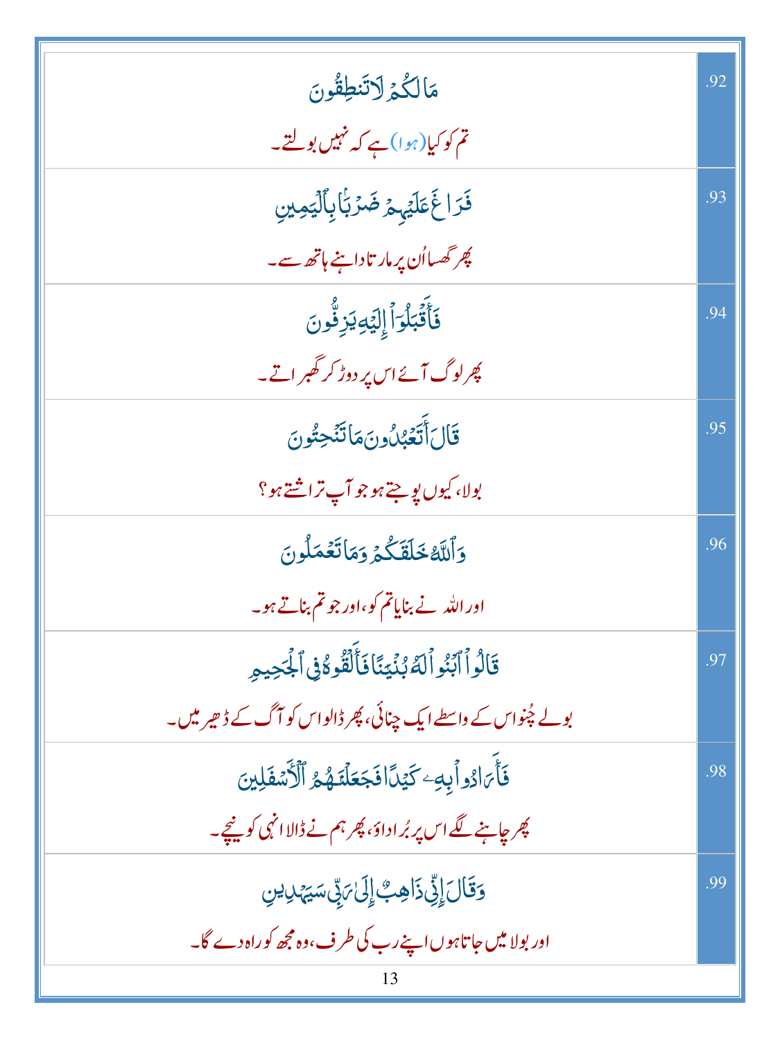| | |
|---|---|
| مَا لَكُمْ لَا تَنطِقُونَ<br>تم کو کیا (ہوا) ہے کہ نہیں بولتے۔ | .92 |
| فَرَاغَ عَلَيْهِمْ ضَرْبًا بِالْيَمِينِ<br>پھر گھسا اُن پر مارتا داہنے ہاتھ سے۔ | .93 |
| فَأَقْبَلُوا إِلَيْهِ يَزِفُّونَ<br>پھر لوگ آئے اس پر دوڑ کر گھبراتے۔ | .94 |
| قَالَ أَتَعْبُدُونَ مَا تَنْحِتُونَ<br>بولا، کیوں پوجتے ہو جو آپ تراشتے ہو؟ | .95 |
| وَاللَّهُ خَلَقَكُمْ وَمَا تَعْمَلُونَ<br>اور اللہ نے بنایا تم کو، اور جو تم بناتے ہو۔ | .96 |
| قَالُوا ابْنُوا لَهُ بُنْيَانًا فَأَلْقُوهُ فِي الْجَحِيمِ<br>بولے چُنو اس کے واسطے ایک چنائی، پھر ڈالو اس کو آگ کے ڈھیر میں۔ | .97 |
| فَأَرَادُوا بِهِ كَيْدًا فَجَعَلْنَاهُمُ الْأَسْفَلِينَ<br>پھر چاہنے لگے اس پر بُرا داؤ، پھر ہم نے ڈالا انہی کو نیچے۔ | .98 |
| وَقَالَ إِنِّي ذَاهِبٌ إِلَىٰ رَبِّي سَيَهْدِينِ<br>اور بولا میں جاتا ہوں اپنے رب کی طرف، وہ مجھ کو راہ دے گا۔ | .99 |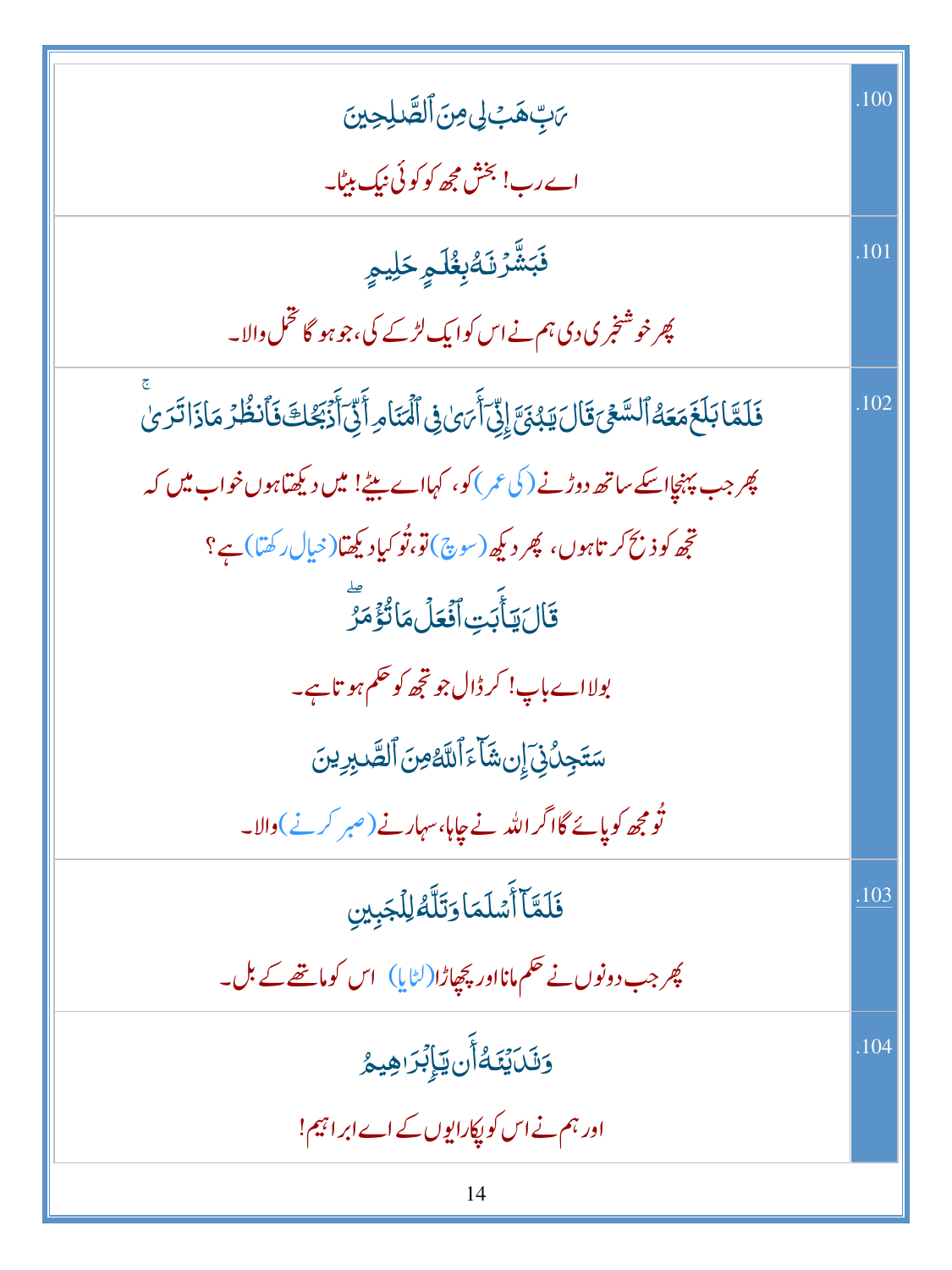| | |
|---|---|
| رَبِّ هَبْ لِي مِنَ ٱلصَّـٰلِحِينَ<br><br>اے رب! بخش مجھ کو کوئی نیک بیٹا۔ | .100 |
| فَبَشَّرْنَـٰهُ بِغُلَـٰمٍ حَلِيمٍ<br><br>پھر خوشخبری دی ہم نے اس کو ایک لڑکے کی، جو ہو گا تحمل والا۔ | .101 |
| فَلَمَّا بَلَغَ مَعَهُ ٱلسَّعْىَ قَالَ يَـٰبُنَىَّ إِنِّىٓ أَرَىٰ فِى ٱلْمَنَامِ أَنِّىٓ أَذْبَحُكَ فَٱنظُرْ مَاذَا تَرَىٰ ۚ<br><br>پھر جب پہنچا اسکے ساتھ دوڑنے (کی عمر) کو، کہا اے بیٹے! میں دیکھتا ہوں خواب میں کہ تجھ کو ذبح کرتا ہوں، پھر دیکھ (سوچ) تو، تُو کیا دیکھتا (خیال رکھتا) ہے؟<br><br>قَالَ يَـٰٓأَبَتِ ٱفْعَلْ مَا تُؤْمَرُ ۖ<br><br>بولا اے باپ! کر ڈال جو تجھ کو حکم ہوتا ہے۔<br><br>سَتَجِدُنِىٓ إِن شَآءَ ٱللَّهُ مِنَ ٱلصَّـٰبِرِينَ<br><br>تُو مجھ کو پائے گا اگر اللہ نے چاہا، سہارنے (صبر کرنے) والا۔ | .102 |
| فَلَمَّآ أَسْلَمَا وَتَلَّهُۥ لِلْجَبِينِ<br><br>پھر جب دونوں نے حکم مانا اور پچھاڑا (لٹایا) اس کو ماتھے کے بل۔ | .103 |
| وَنَـٰدَيْنَـٰهُ أَن يَـٰٓإِبْرَٰهِيمُ<br><br>اور ہم نے اس کو پکارا یوں کے اے ابراہیم! | .104 |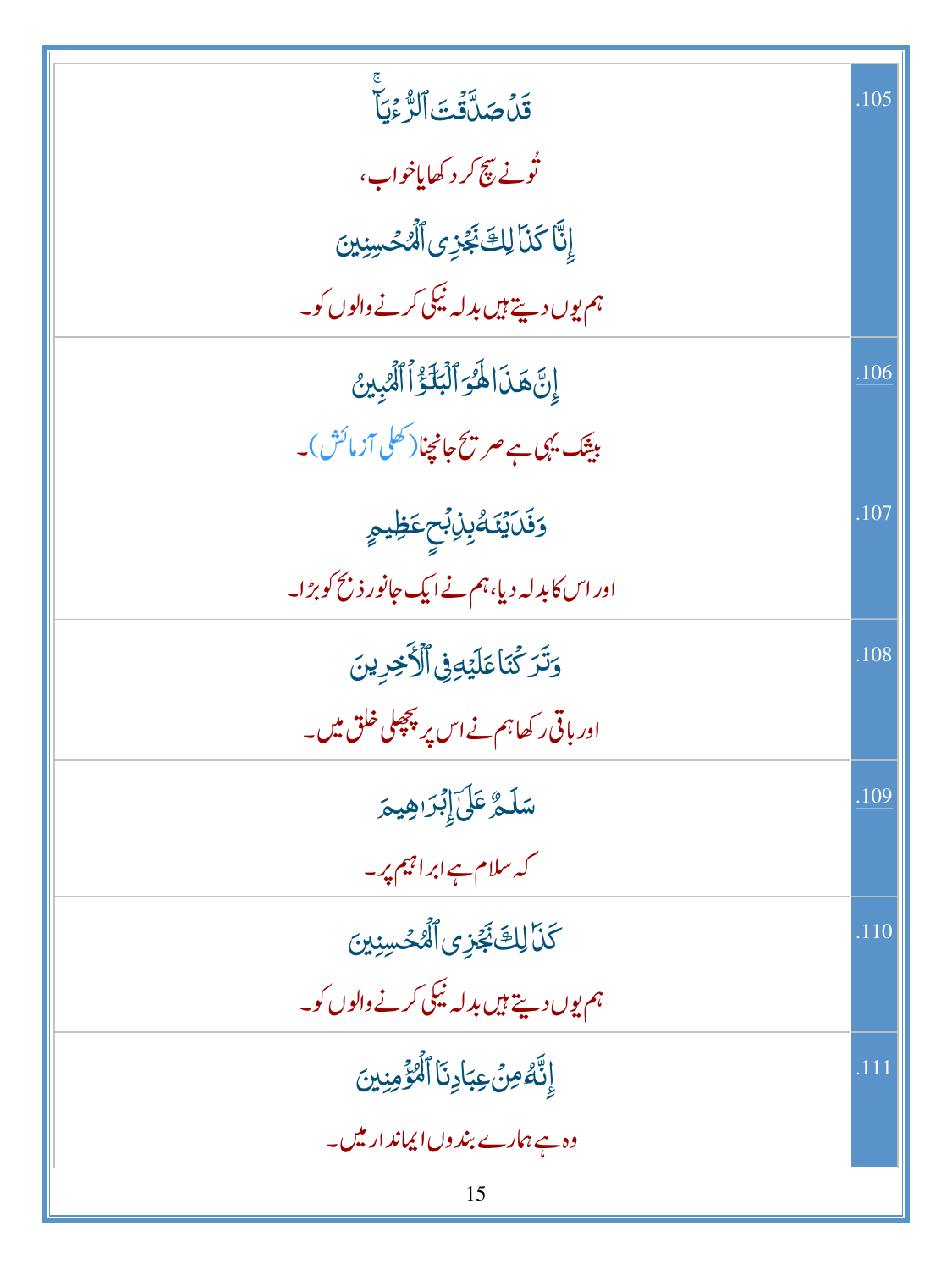| | |
|---|---|
| قَدۡ صَدَّقۡتَ ٱلرُّءۡيَآۚ<br>تُونے سچ کر دکھایا خواب،<br>إِنَّا كَذَٰلِكَ نَجۡزِى ٱلۡمُحۡسِنِينَ<br>ہم یوں دیتے ہیں بدلہ نیکی کرنے والوں کو۔ | .105 |
| إِنَّ هَٰذَا لَهُوَ ٱلۡبَلَٰٓؤُاْ ٱلۡمُبِينُ<br>بیشک یہی ہے صریح جانچنا (کھلی آزمائش)۔ | .106 |
| وَفَدَيۡنَٰهُ بِذِبۡحٍ عَظِيمٍ<br>اور اس کا بدلہ دیا، ہم نے ایک جانور ذبح کو بڑا۔ | .107 |
| وَتَرَكۡنَا عَلَيۡهِ فِى ٱلۡأٓخِرِينَ<br>اور باقی رکھا ہم نے اس پر پچھلی خلق میں۔ | .108 |
| سَلَٰمٌ عَلَىٰٓ إِبۡرَٰهِيمَ<br>کہ سلام ہے ابراہیم پر۔ | .109 |
| كَذَٰلِكَ نَجۡزِى ٱلۡمُحۡسِنِينَ<br>ہم یوں دیتے ہیں بدلہ نیکی کرنے والوں کو۔ | .110 |
| إِنَّهُۥ مِنۡ عِبَادِنَا ٱلۡمُؤۡمِنِينَ<br>وہ ہے ہمارے بندوں ایماندار میں۔ | .111 |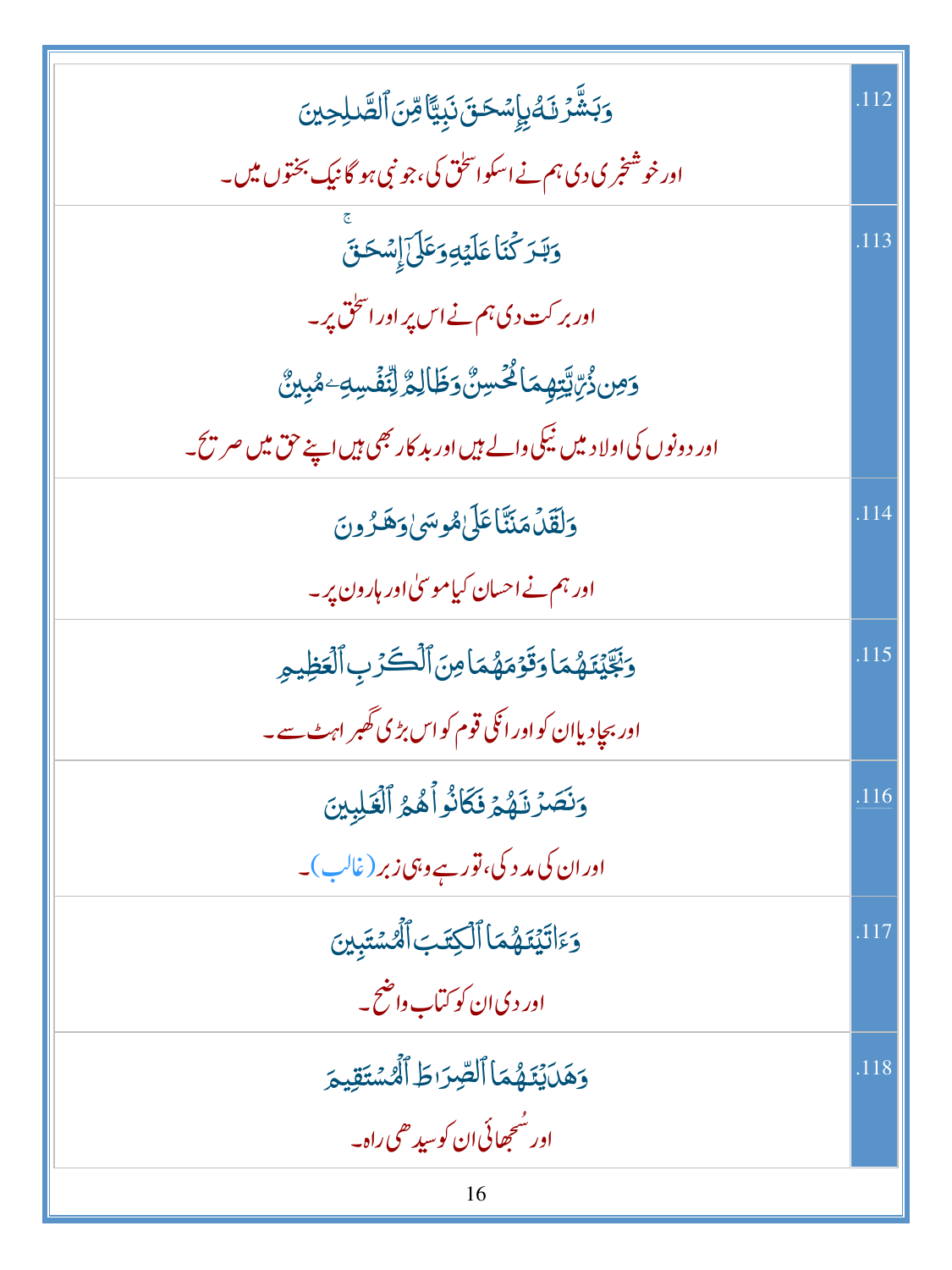| | |
|---|---|
| وَبَشَّرْنَٰهُ بِإِسْحَٰقَ نَبِيًّا مِّنَ ٱلصَّٰلِحِينَ<br>اور خوشخبری دی ہم نے اسکو اسحٰق کی، جو نبی ہو گا نیک بختوں میں۔ | .112 |
| وَبَٰرَكْنَا عَلَيْهِ وَعَلَىٰٓ إِسْحَٰقَ ۚ<br>اور برکت دی ہم نے اس پر اور اسحٰق پر۔<br>وَمِن ذُرِّيَّتِهِمَا مُحْسِنٌ وَظَالِمٌ لِّنَفْسِهِۦ مُبِينٌ<br>اور دونوں کی اولاد میں نیکی والے ہیں اور بدکار بھی ہیں اپنے حق میں صریح۔ | .113 |
| وَلَقَدْ مَنَنَّا عَلَىٰ مُوسَىٰ وَهَٰرُونَ<br>اور ہم نے احسان کیا موسیٰ اور ہارون پر۔ | .114 |
| وَنَجَّيْنَٰهُمَا وَقَوْمَهُمَا مِنَ ٱلْكَرْبِ ٱلْعَظِيمِ<br>اور بچا دیا ان کو اور انکی قوم کو اس بڑی گھبراہٹ سے۔ | .115 |
| وَنَصَرْنَٰهُمْ فَكَانُوا۟ هُمُ ٱلْغَٰلِبِينَ<br>اور ان کی مدد کی، تو رہے وہی زبر (غالب)۔ | .116 |
| وَءَاتَيْنَٰهُمَا ٱلْكِتَٰبَ ٱلْمُسْتَبِينَ<br>اور دی ان کو کتاب واضح۔ | .117 |
| وَهَدَيْنَٰهُمَا ٱلصِّرَٰطَ ٱلْمُسْتَقِيمَ<br>اور سُجھائی ان کو سیدھی راہ۔ | .118 |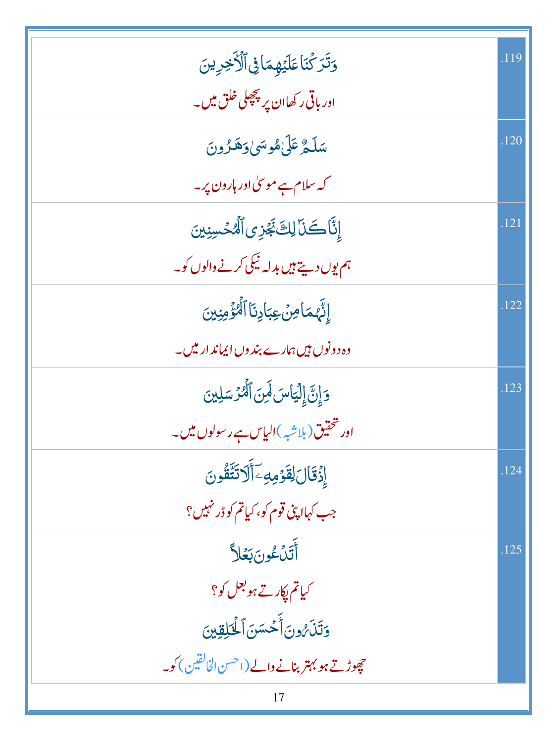| | |
|---|---|
| وَتَرَكْنَا عَلَيْهِمَا فِي ٱلْءَاخِرِينَ<br>اور باقی رکھا ان پر پچھلی خلق میں۔ | .119 |
| سَلَٰمٌ عَلَىٰ مُوسَىٰ وَهَٰرُونَ<br>کہ سلام ہے موسیٰ اور ہارون پر۔ | .120 |
| إِنَّا كَذَٰلِكَ نَجْزِى ٱلْمُحْسِنِينَ<br>ہم یوں دیتے ہیں بدلہ نیکی کرنے والوں کو۔ | .121 |
| إِنَّهُمَا مِنْ عِبَادِنَا ٱلْمُؤْمِنِينَ<br>وہ دونوں ہیں ہمارے بندوں ایماندار میں۔ | .122 |
| وَإِنَّ إِلْيَاسَ لَمِنَ ٱلْمُرْسَلِينَ<br>اور تحقیق (بلاشبہ) الیاس ہے رسولوں میں۔ | .123 |
| إِذْ قَالَ لِقَوْمِهِۦٓ أَلَا تَتَّقُونَ<br>جب کہا اپنی قوم کو، کیا تم کو ڈر نہیں؟ | .124 |
| أَتَدْعُونَ بَعْلًا<br>کیا تم پکارتے ہو بعل کو؟<br>وَتَذَرُونَ أَحْسَنَ ٱلْخَٰلِقِينَ<br>چھوڑتے ہو بہتر بنانے والے (احسن الخالقین) کو۔ | .125 |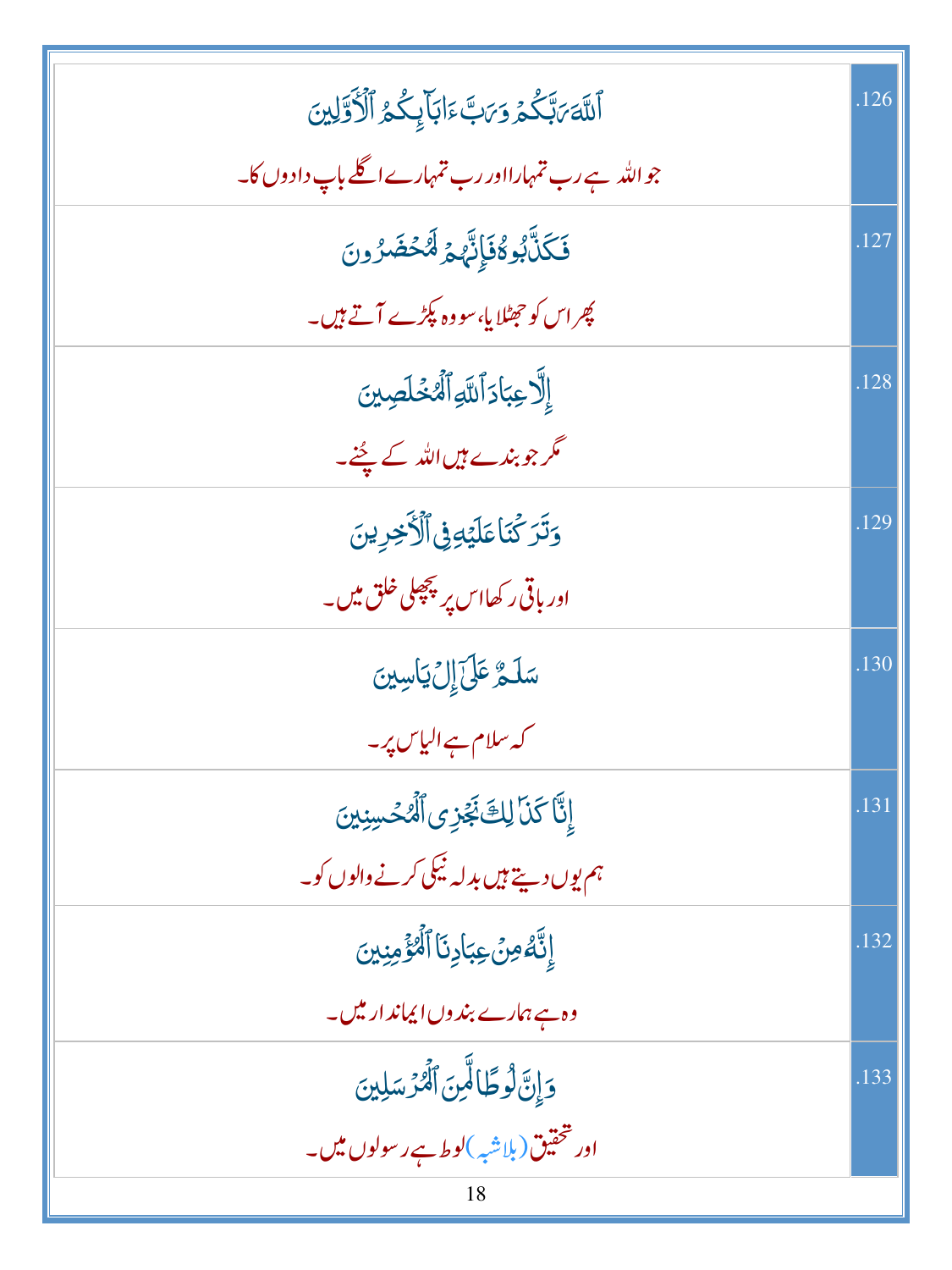| | |
|---|---|
| ٱللَّهَ رَبَّكُمۡ وَرَبَّ ءَابَآئِكُمُ ٱلۡأَوَّلِينَ<br>جو اللہ ہے رب تمہارا اور رب تمہارے اگلے باپ دادوں کا۔ | .126 |
| فَكَذَّبُوهُ فَإِنَّهُمۡ لَمُحۡضَرُونَ<br>پھر اس کو جھٹلایا، سو وہ پکڑے آتے ہیں۔ | .127 |
| إِلَّا عِبَادَ ٱللَّهِ ٱلۡمُخۡلَصِينَ<br>مگر جو بندے ہیں اللہ کے چُنے۔ | .128 |
| وَتَرَكۡنَا عَلَيۡهِ فِي ٱلۡأٓخِرِينَ<br>اور باقی رکھا اس پر پچھلی خلق میں۔ | .129 |
| سَلَٰمٌ عَلَىٰٓ إِلۡ يَاسِينَ<br>کہ سلام ہے الیاس پر۔ | .130 |
| إِنَّا كَذَٰلِكَ نَجۡزِي ٱلۡمُحۡسِنِينَ<br>ہم یوں دیتے ہیں بدلہ نیکی کرنے والوں کو۔ | .131 |
| إِنَّهُۥ مِنۡ عِبَادِنَا ٱلۡمُؤۡمِنِينَ<br>وہ ہے ہمارے بندوں ایماندار میں۔ | .132 |
| وَإِنَّ لُوطًا لَّمِنَ ٱلۡمُرۡسَلِينَ<br>اور تحقیق (بلاشبہ) لوط ہے رسولوں میں۔ | .133 |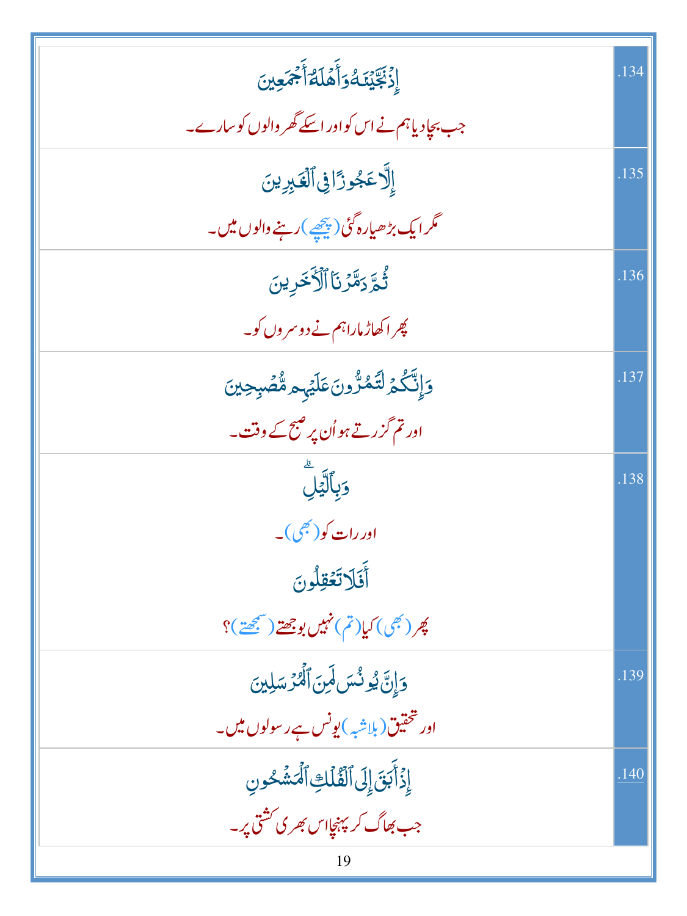| Arabic / Urdu | No. |
|---|---|
| إِذْ نَجَّيْنَٰهُ وَأَهْلَهُۥٓ أَجْمَعِينَ<br>جب بچا دیا ہم نے اس کو اور اسکے گھر والوں کو سارے۔ | .134 |
| إِلَّا عَجُوزًا فِى ٱلْغَٰبِرِينَ<br>مگر ایک بڑھیا رہ گئی (پیچھے) رہنے والوں میں۔ | .135 |
| ثُمَّ دَمَّرْنَا ٱلْءَاخَرِينَ<br>پھر اکھاڑ مارا ہم نے دوسروں کو۔ | .136 |
| وَإِنَّكُمْ لَتَمُرُّونَ عَلَيْهِم مُّصْبِحِينَ<br>اور تم گزرتے ہو اُن پر صبح کے وقت۔ | .137 |
| وَبِٱلَّيْلِ ۗ<br>اور رات کو (بھی)۔<br>أَفَلَا تَعْقِلُونَ<br>پھر (بھی) کیا (تم) نہیں بوجھتے (سمجھتے)؟ | .138 |
| وَإِنَّ يُونُسَ لَمِنَ ٱلْمُرْسَلِينَ<br>اور تحقیق (بلاشبہ) یونس ہے رسولوں میں۔ | .139 |
| إِذْ أَبَقَ إِلَى ٱلْفُلْكِ ٱلْمَشْحُونِ<br>جب بھاگ کر پہنچا اس بھری کشتی پر۔ | .140 |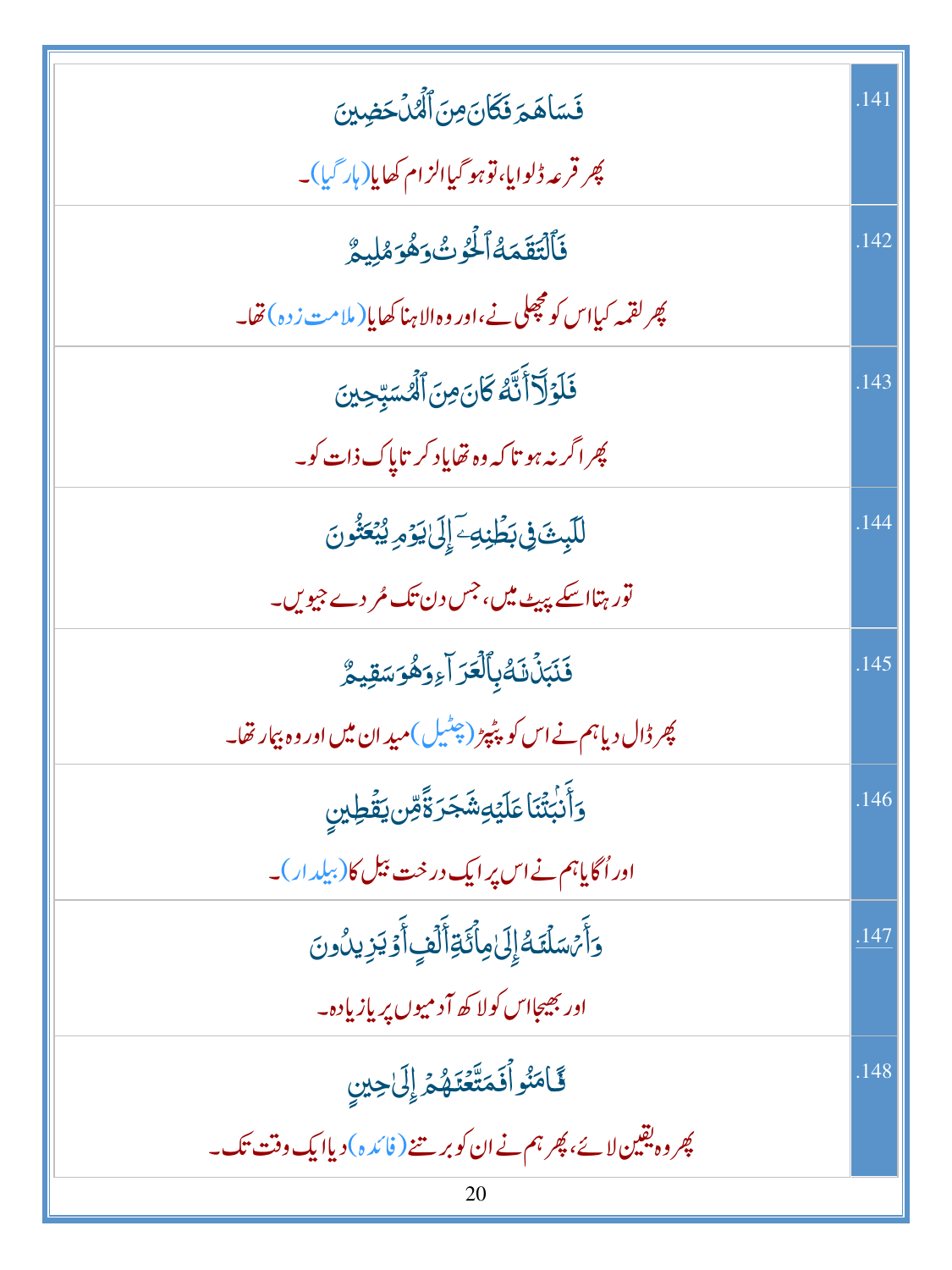| | |
|---|---|
| فَسَاهَمَ فَكَانَ مِنَ الْمُدْحَضِينَ<br>پھر قرعہ ڈلوایا، تو ہو گیا الزام کھایا (ہار گیا)۔ | .141 |
| فَالْتَقَمَهُ الْحُوتُ وَهُوَ مُلِيمٌ<br>پھر لقمہ کیا اس کو مچھلی نے، اور وہ الاہنا کھایا (ملامت زدہ) تھا۔ | .142 |
| فَلَوْلَا أَنَّهُ كَانَ مِنَ الْمُسَبِّحِينَ<br>پھر اگر نہ ہوتا کہ وہ تھا یاد کرتا پاک ذات کو۔ | .143 |
| لَلَبِثَ فِي بَطْنِهِ إِلَىٰ يَوْمِ يُبْعَثُونَ<br>تو رہتا اسکے پیٹ میں، جس دن تک مُردے جیویں۔ | .144 |
| فَنَبَذْنَاهُ بِالْعَرَاءِ وَهُوَ سَقِيمٌ<br>پھر ڈال دیا ہم نے اس کو پٹپڑ (چٹیل) میدان میں اور وہ بیمار تھا۔ | .145 |
| وَأَنبَتْنَا عَلَيْهِ شَجَرَةً مِّن يَقْطِينٍ<br>اور اُگایا ہم نے اس پر ایک درخت بیل کا (بیلدار)۔ | .146 |
| وَأَرْسَلْنَاهُ إِلَىٰ مِائَةِ أَلْفٍ أَوْ يَزِيدُونَ<br>اور بھیجا اس کو لاکھ آدمیوں پر یا زیادہ۔ | .147 |
| فَآمَنُوا فَمَتَّعْنَاهُمْ إِلَىٰ حِينٍ<br>پھر وہ یقین لائے، پھر ہم نے ان کو برتنے (فائدہ) دیا ایک وقت تک۔ | .148 |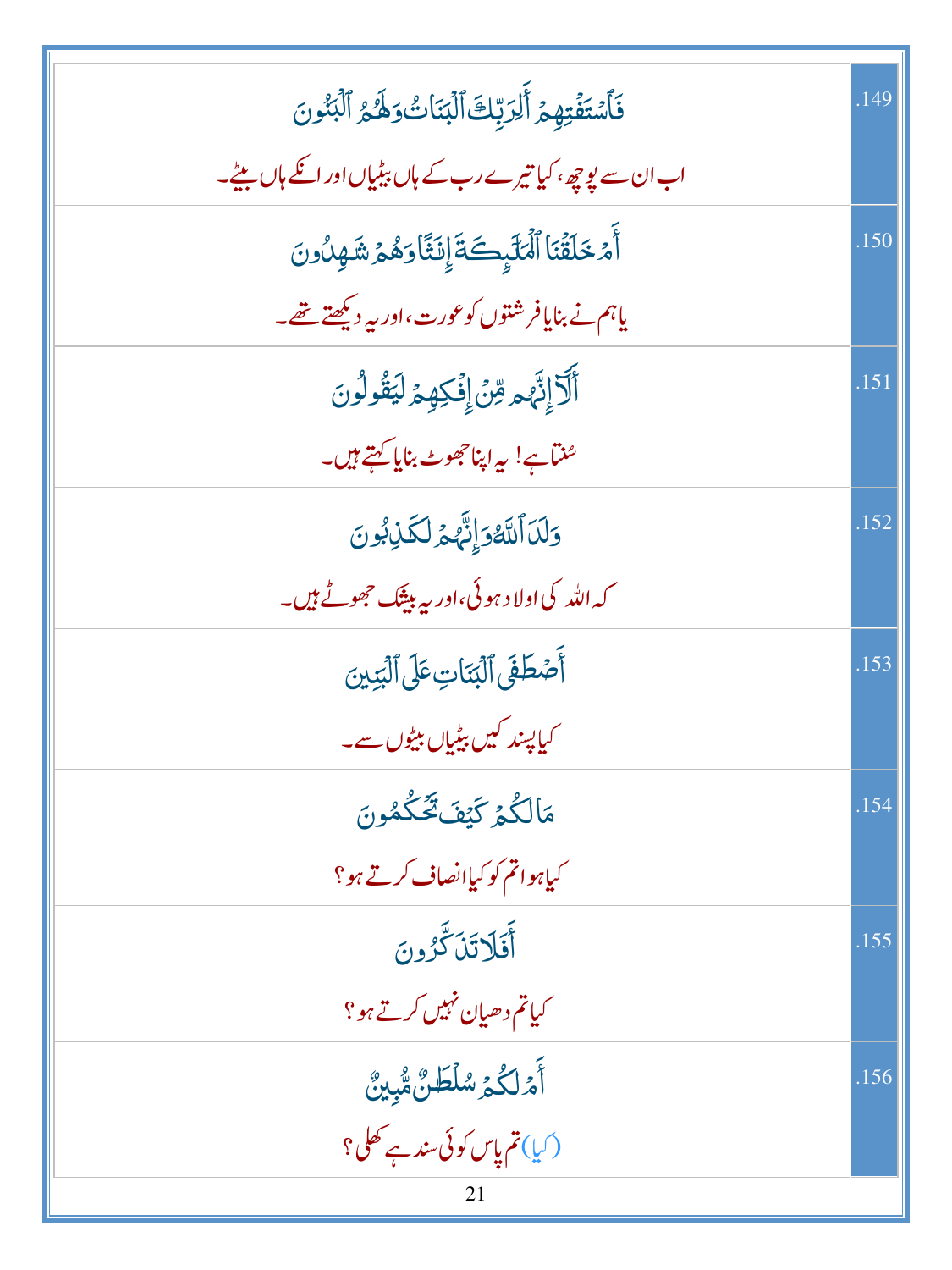| | |
|---|---|
| فَٱسۡتَفۡتِهِمۡ أَلِرَبِّكَ ٱلۡبَنَاتُ وَلَهُمُ ٱلۡبَنُونَ<br>اب ان سے پوچھ، کیا تیرے رب کے ہاں بیٹیاں اور انکے ہاں بیٹے۔ | .149 |
| أَمۡ خَلَقۡنَا ٱلۡمَلَٰٓئِكَةَ إِنَٰثًا وَهُمۡ شَٰهِدُونَ<br>یا ہم نے بنایا فرشتوں کو عورت، اور یہ دیکھتے تھے۔ | .150 |
| أَلَآ إِنَّهُم مِّنۡ إِفۡكِهِمۡ لَيَقُولُونَ<br>سُنتا ہے! یہ اپنا جھوٹ بنایا کہتے ہیں۔ | .151 |
| وَلَدَ ٱللَّهُ وَإِنَّهُمۡ لَكَٰذِبُونَ<br>کہ اللہ کی اولاد ہوئی، اور یہ بیشک جھوٹے ہیں۔ | .152 |
| أَصۡطَفَى ٱلۡبَنَاتِ عَلَى ٱلۡبَنِينَ<br>کیا پسند کیں بیٹیاں بیٹوں سے۔ | .153 |
| مَا لَكُمۡ كَيۡفَ تَحۡكُمُونَ<br>کیا ہوا تم کو کیا انصاف کرتے ہو؟ | .154 |
| أَفَلَا تَذَكَّرُونَ<br>کیا تم دھیان نہیں کرتے ہو؟ | .155 |
| أَمۡ لَكُمۡ سُلۡطَٰنٌ مُّبِينٌ<br>(کیا) تم پاس کوئی سند ہے کھلی؟ | .156 |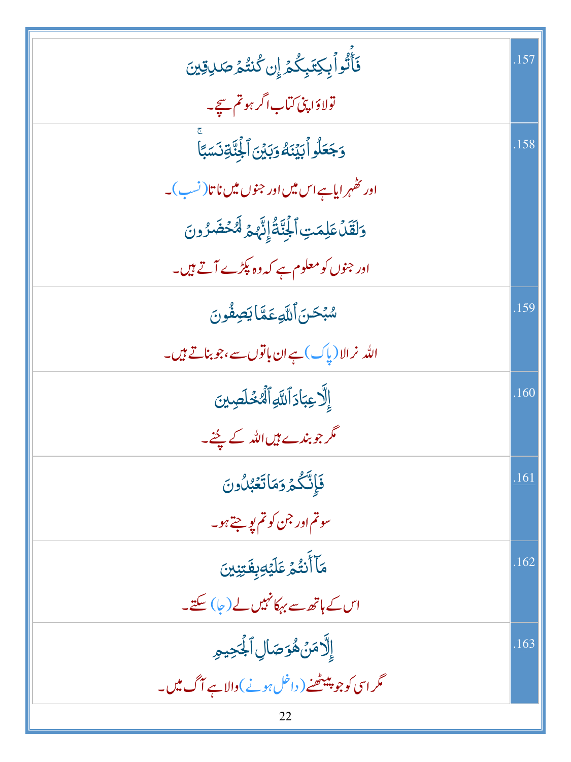| | |
|---|---|
| فَأۡتُواْ بِكِتَٰبِكُمۡ إِن كُنتُمۡ صَٰدِقِينَ<br>تو لاؤ اپنی کتاب اگر ہو تم سچے۔ | .157 |
| وَجَعَلُواْ بَيۡنَهُۥ وَبَيۡنَ ٱلۡجِنَّةِ نَسَبٗاۚ<br>اور ٹھہرایا ہے اس میں اور جنوں میں ناتا (نسب)۔<br>وَلَقَدۡ عَلِمَتِ ٱلۡجِنَّةُ إِنَّهُمۡ لَمُحۡضَرُونَ<br>اور جنوں کو معلوم ہے کہ وہ پکڑے آتے ہیں۔ | .158 |
| سُبۡحَٰنَ ٱللَّهِ عَمَّا يَصِفُونَ<br>اللہ نرالا (پاک) ہے ان باتوں سے، جو بناتے ہیں۔ | .159 |
| إِلَّا عِبَادَ ٱللَّهِ ٱلۡمُخۡلَصِينَ<br>مگر جو بندے ہیں اللہ کے چُنے۔ | .160 |
| فَإِنَّكُمۡ وَمَا تَعۡبُدُونَ<br>سو تم اور جن کو تم پوجتے ہو۔ | .161 |
| مَآ أَنتُمۡ عَلَيۡهِ بِفَٰتِنِينَ<br>اس کے ہاتھ سے بہکا نہیں لے (جا) سکتے۔ | .162 |
| إِلَّا مَنۡ هُوَ صَالِ ٱلۡجَحِيمِ<br>مگر اسی کو جو پیٹھنے (داخل ہونے) والا ہے آگ میں۔ | .163 |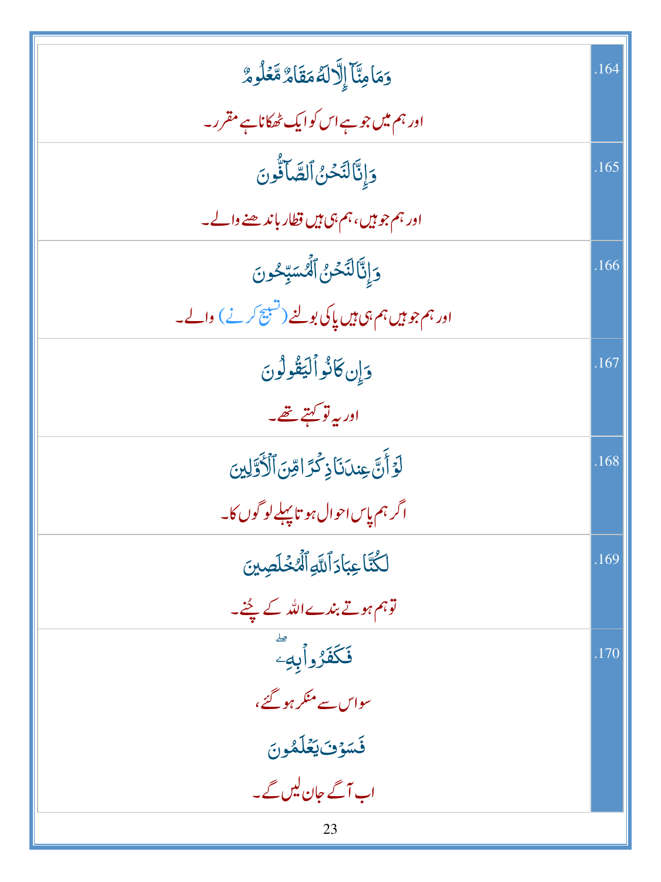| | |
|---|---|
| وَمَا مِنَّآ إِلَّا لَهُۥ مَقَامٌ مَّعْلُومٌ<br>اور ہم میں جو ہے اس کو ایک ٹھکانا ہے مقرر۔ | .164 |
| وَإِنَّا لَنَحْنُ ٱلصَّآفُّونَ<br>اور ہم جو ہیں، ہم ہی ہیں قطار باندھنے والے۔ | .165 |
| وَإِنَّا لَنَحْنُ ٱلْمُسَبِّحُونَ<br>اور ہم جو ہیں ہم ہی ہیں پاکی بولنے (تسبیح کرنے) والے۔ | .166 |
| وَإِن كَانُوا۟ لَيَقُولُونَ<br>اور یہ تو کہتے تھے۔ | .167 |
| لَوْ أَنَّ عِندَنَا ذِكْرًا مِّنَ ٱلْأَوَّلِينَ<br>اگر ہم پاس احوال ہوتا پہلے لوگوں کا۔ | .168 |
| لَكُنَّا عِبَادَ ٱللَّهِ ٱلْمُخْلَصِينَ<br>توہم ہوتے بندے اللہ کے چُنے۔ | .169 |
| فَكَفَرُوا۟ بِهِۦ ۖ<br>سو اس سے منکر ہو گئے،<br>فَسَوْفَ يَعْلَمُونَ<br>اب آگے جان لیں گے۔ | .170 |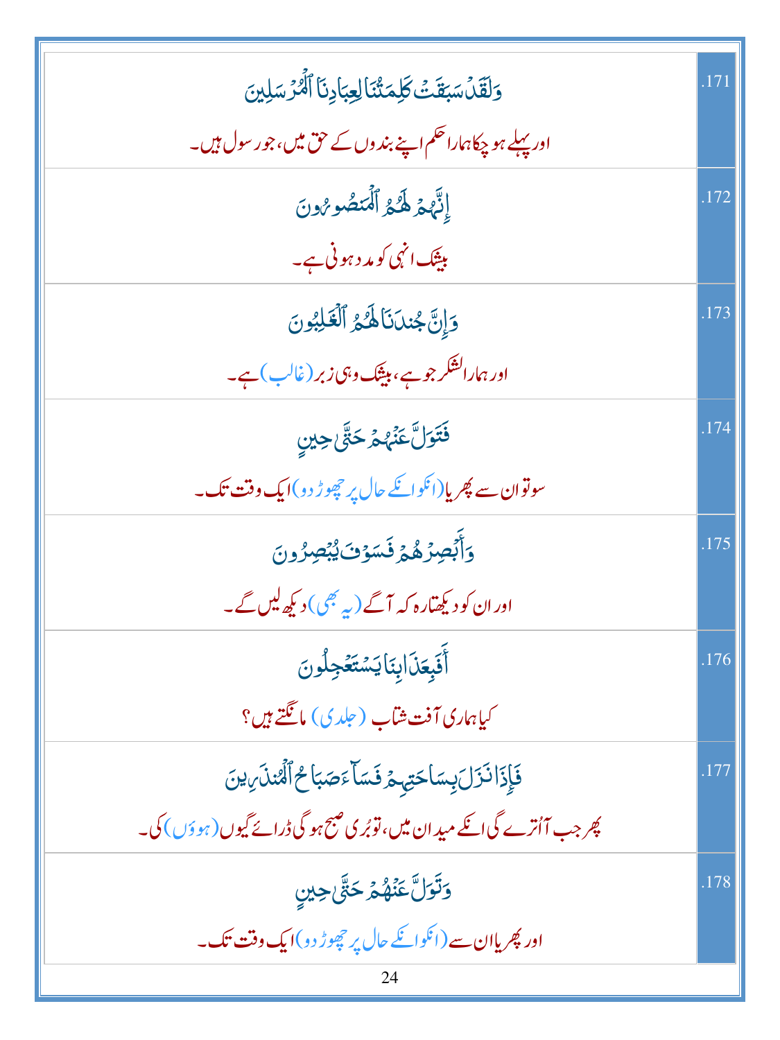| | |
|---|---|
| وَلَقَدۡ سَبَقَتۡ كَلِمَتُنَا لِعِبَادِنَا ٱلۡمُرۡسَلِينَ<br>اور پہلے ہو چکا ہمارا حکم اپنے بندوں کے حق میں، جو رسول ہیں۔ | .171 |
| إِنَّهُمۡ لَهُمُ ٱلۡمَنصُورُونَ<br>بیشک انہی کو مدد ہونی ہے۔ | .172 |
| وَإِنَّ جُندَنَا لَهُمُ ٱلۡغَٰلِبُونَ<br>اور ہمارا لشکر جو ہے، بیشک وہی زبر (غالب) ہے۔ | .173 |
| فَتَوَلَّ عَنۡهُمۡ حَتَّىٰ حِينٍ<br>سو تو ان سے پھر یا (انکو انکے حال پر چھوڑ دو) ایک وقت تک۔ | .174 |
| وَأَبۡصِرۡهُمۡ فَسَوۡفَ يُبۡصِرُونَ<br>اور ان کو دیکھتا رہ کہ آگے (یہ بھی) دیکھ لیں گے۔ | .175 |
| أَفَبِعَذَابِنَا يَسۡتَعۡجِلُونَ<br>کیا ہماری آفت شتاب (جلدی) مانگتے ہیں؟ | .176 |
| فَإِذَا نَزَلَ بِسَاحَتِهِمۡ فَسَآءَ صَبَاحُ ٱلۡمُنذَرِينَ<br>پھر جب آاُترے گی انکے میدان میں، تو بُری صبح ہو گی ڈرائے گیوں (ہوؤں) کی۔ | .177 |
| وَتَوَلَّ عَنۡهُمۡ حَتَّىٰ حِينٍ<br>اور پھر یا ان سے (انکو انکے حال پر چھوڑ دو) ایک وقت تک۔ | .178 |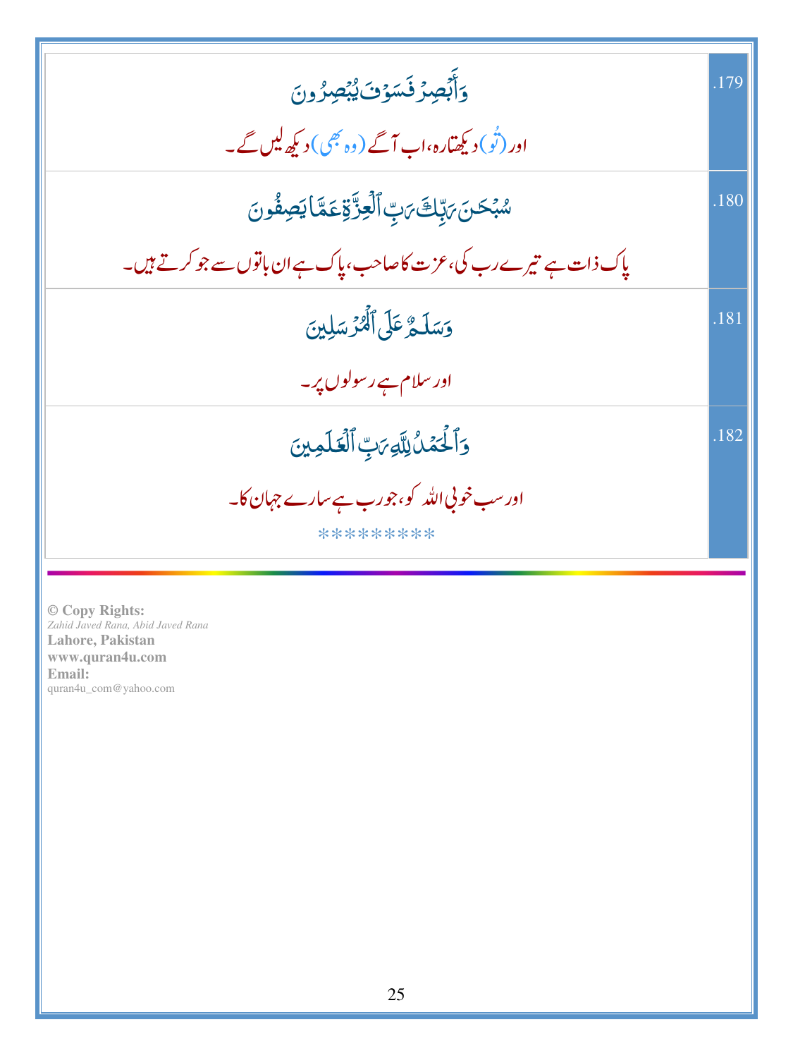| | |
|---|---|
| وَأَبْصِرْ فَسَوْفَ يُبْصِرُونَ<br>اور (تُو) دیکھتا رہ، اب آگے (وہ بھی) دیکھ لیں گے۔ | .179 |
| سُبْحَانَ رَبِّكَ رَبِّ الْعِزَّةِ عَمَّا يَصِفُونَ<br>پاک ذات ہے تیرے رب کی، عزت کا صاحب، پاک ہے ان باتوں سے جو کرتے ہیں۔ | .180 |
| وَسَلَامٌ عَلَى الْمُرْسَلِينَ<br>اور سلام ہے رسولوں پر۔ | .181 |
| وَالْحَمْدُ لِلَّهِ رَبِّ الْعَالَمِينَ<br>اور سب خوبی اللہ کو، جو رب ہے سارے جہان کا۔<br>********* | .182 |

© Copy Rights:
*Zahid Javed Rana, Abid Javed Rana*
**Lahore, Pakistan**
**www.quran4u.com**
**Email:**
quran4u_com@yahoo.com